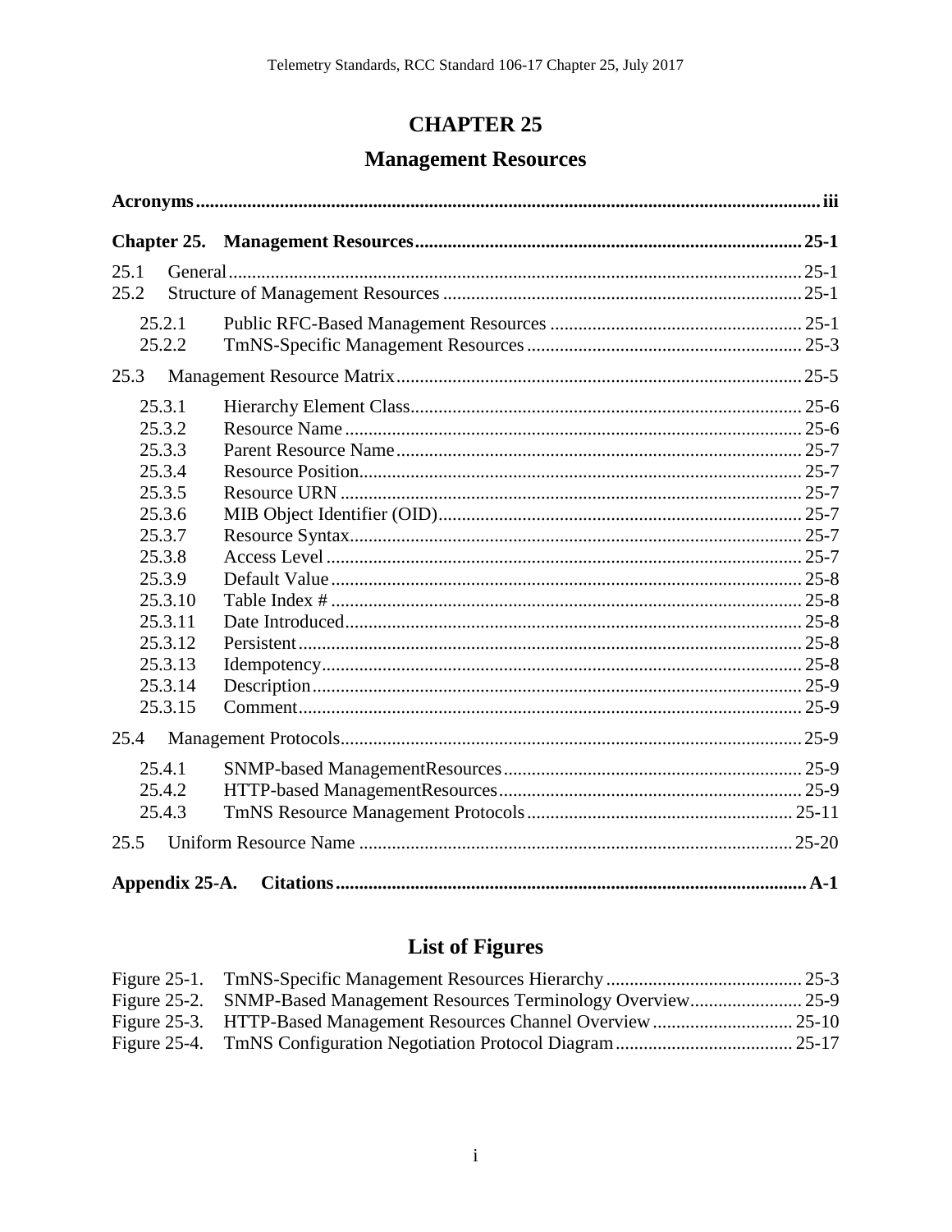# CHAPTER 25

## Management Resources

**Acronyms** ..... **iii**

**Chapter 25. Management Resources** ..... **25-1**

25.1 General ..... 25-1
25.2 Structure of Management Resources ..... 25-1

- 25.2.1 Public RFC-Based Management Resources ..... 25-1
- 25.2.2 TmNS-Specific Management Resources ..... 25-3

25.3 Management Resource Matrix ..... 25-5

- 25.3.1 Hierarchy Element Class ..... 25-6
- 25.3.2 Resource Name ..... 25-6
- 25.3.3 Parent Resource Name ..... 25-7
- 25.3.4 Resource Position ..... 25-7
- 25.3.5 Resource URN ..... 25-7
- 25.3.6 MIB Object Identifier (OID) ..... 25-7
- 25.3.7 Resource Syntax ..... 25-7
- 25.3.8 Access Level ..... 25-7
- 25.3.9 Default Value ..... 25-8
- 25.3.10 Table Index # ..... 25-8
- 25.3.11 Date Introduced ..... 25-8
- 25.3.12 Persistent ..... 25-8
- 25.3.13 Idempotency ..... 25-8
- 25.3.14 Description ..... 25-9
- 25.3.15 Comment ..... 25-9

25.4 Management Protocols ..... 25-9

- 25.4.1 SNMP-based ManagementResources ..... 25-9
- 25.4.2 HTTP-based ManagementResources ..... 25-9
- 25.4.3 TmNS Resource Management Protocols ..... 25-11

25.5 Uniform Resource Name ..... 25-20

**Appendix 25-A. Citations** ..... **A-1**

## List of Figures

Figure 25-1. TmNS-Specific Management Resources Hierarchy ..... 25-3
Figure 25-2. SNMP-Based Management Resources Terminology Overview ..... 25-9
Figure 25-3. HTTP-Based Management Resources Channel Overview ..... 25-10
Figure 25-4. TmNS Configuration Negotiation Protocol Diagram ..... 25-17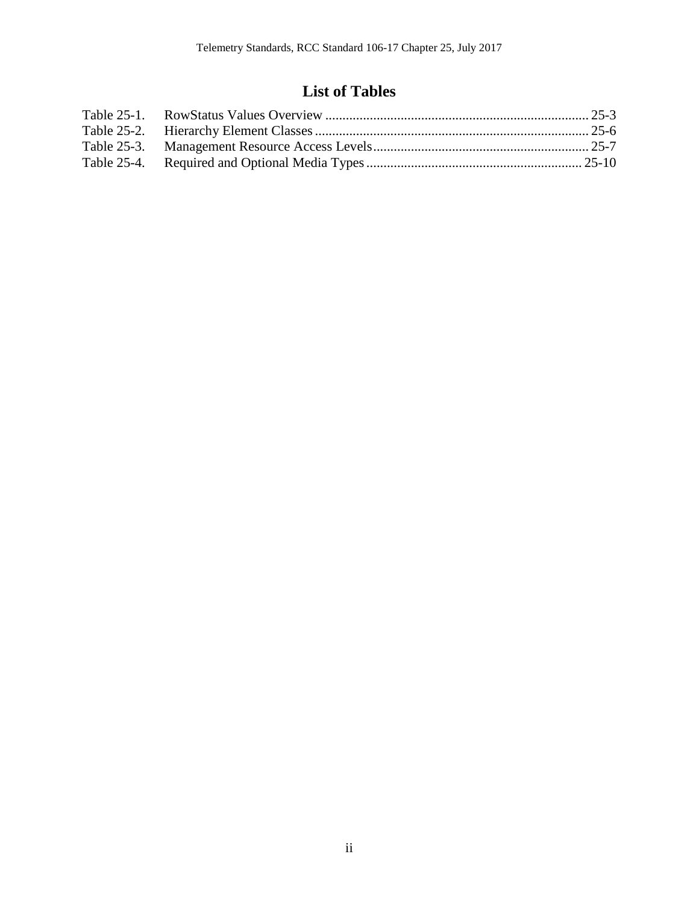# List of Tables

Table 25-1. RowStatus Values Overview ........................................................................... 25-3
Table 25-2. Hierarchy Element Classes ............................................................................... 25-6
Table 25-3. Management Resource Access Levels .............................................................. 25-7
Table 25-4. Required and Optional Media Types ............................................................... 25-10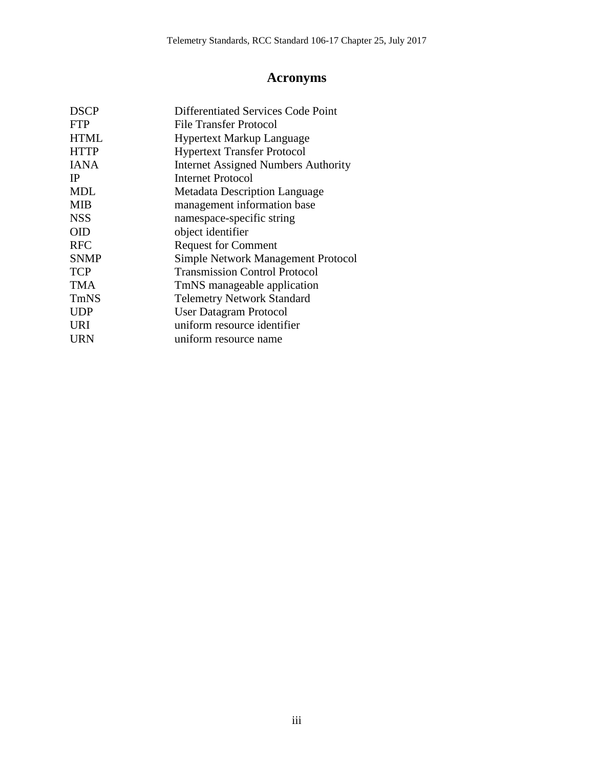# Acronyms

| | |
|---|---|
| DSCP | Differentiated Services Code Point |
| FTP | File Transfer Protocol |
| HTML | Hypertext Markup Language |
| HTTP | Hypertext Transfer Protocol |
| IANA | Internet Assigned Numbers Authority |
| IP | Internet Protocol |
| MDL | Metadata Description Language |
| MIB | management information base |
| NSS | namespace-specific string |
| OID | object identifier |
| RFC | Request for Comment |
| SNMP | Simple Network Management Protocol |
| TCP | Transmission Control Protocol |
| TMA | TmNS manageable application |
| TmNS | Telemetry Network Standard |
| UDP | User Datagram Protocol |
| URI | uniform resource identifier |
| URN | uniform resource name |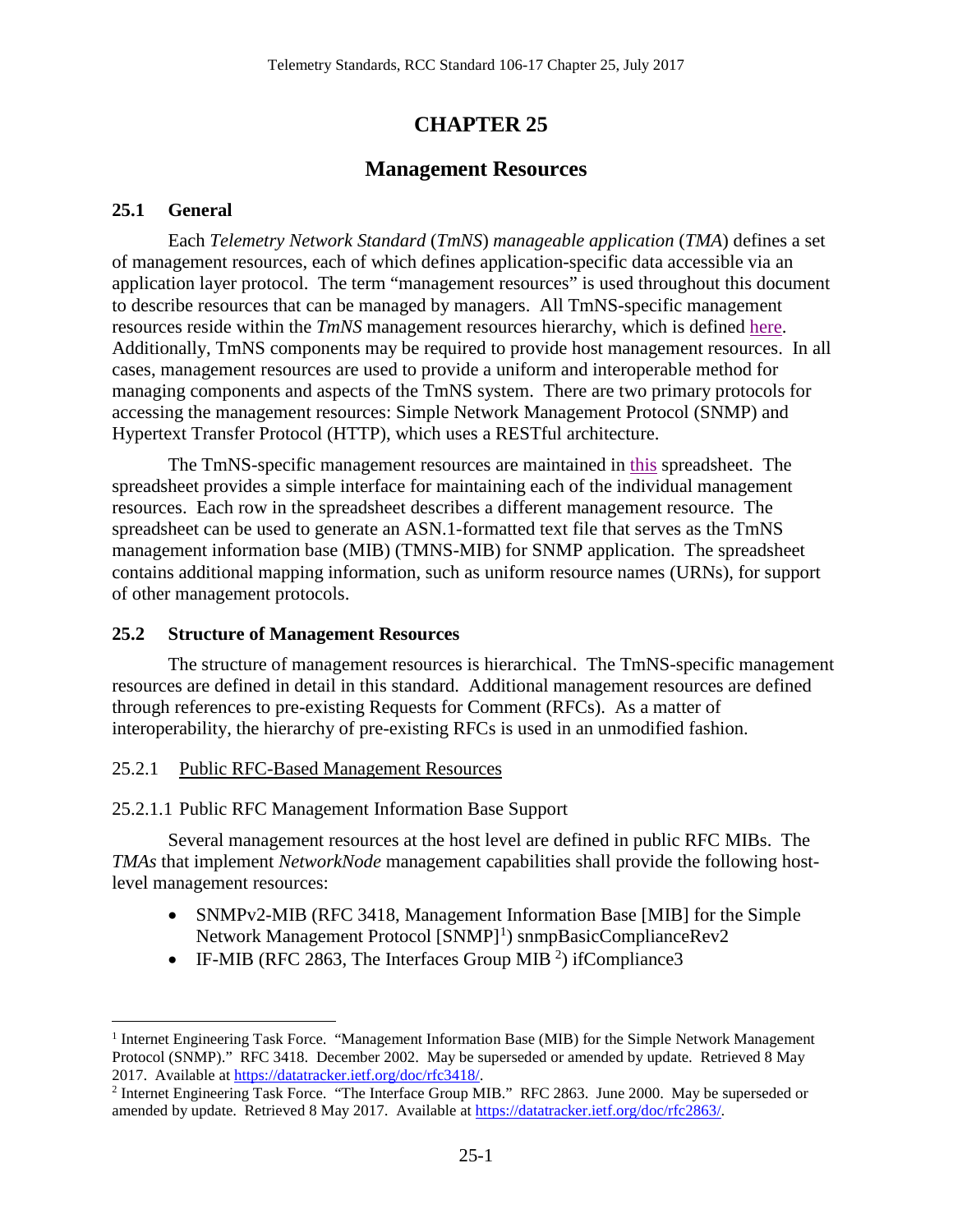# CHAPTER 25

## Management Resources

### 25.1 General

Each *Telemetry Network Standard* (*TmNS*) *manageable application* (*TMA*) defines a set of management resources, each of which defines application-specific data accessible via an application layer protocol. The term "management resources" is used throughout this document to describe resources that can be managed by managers. All TmNS-specific management resources reside within the *TmNS* management resources hierarchy, which is defined here. Additionally, TmNS components may be required to provide host management resources. In all cases, management resources are used to provide a uniform and interoperable method for managing components and aspects of the TmNS system. There are two primary protocols for accessing the management resources: Simple Network Management Protocol (SNMP) and Hypertext Transfer Protocol (HTTP), which uses a RESTful architecture.

The TmNS-specific management resources are maintained in this spreadsheet. The spreadsheet provides a simple interface for maintaining each of the individual management resources. Each row in the spreadsheet describes a different management resource. The spreadsheet can be used to generate an ASN.1-formatted text file that serves as the TmNS management information base (MIB) (TMNS-MIB) for SNMP application. The spreadsheet contains additional mapping information, such as uniform resource names (URNs), for support of other management protocols.

### 25.2 Structure of Management Resources

The structure of management resources is hierarchical. The TmNS-specific management resources are defined in detail in this standard. Additional management resources are defined through references to pre-existing Requests for Comment (RFCs). As a matter of interoperability, the hierarchy of pre-existing RFCs is used in an unmodified fashion.

#### 25.2.1 Public RFC-Based Management Resources

##### 25.2.1.1 Public RFC Management Information Base Support

Several management resources at the host level are defined in public RFC MIBs. The *TMAs* that implement *NetworkNode* management capabilities shall provide the following host-level management resources:

- SNMPv2-MIB (RFC 3418, Management Information Base [MIB] for the Simple Network Management Protocol [SNMP][1]) snmpBasicComplianceRev2
- IF-MIB (RFC 2863, The Interfaces Group MIB [2]) ifCompliance3

---

[1] Internet Engineering Task Force. "Management Information Base (MIB) for the Simple Network Management Protocol (SNMP)." RFC 3418. December 2002. May be superseded or amended by update. Retrieved 8 May 2017. Available at https://datatracker.ietf.org/doc/rfc3418/.

[2] Internet Engineering Task Force. "The Interface Group MIB." RFC 2863. June 2000. May be superseded or amended by update. Retrieved 8 May 2017. Available at https://datatracker.ietf.org/doc/rfc2863/.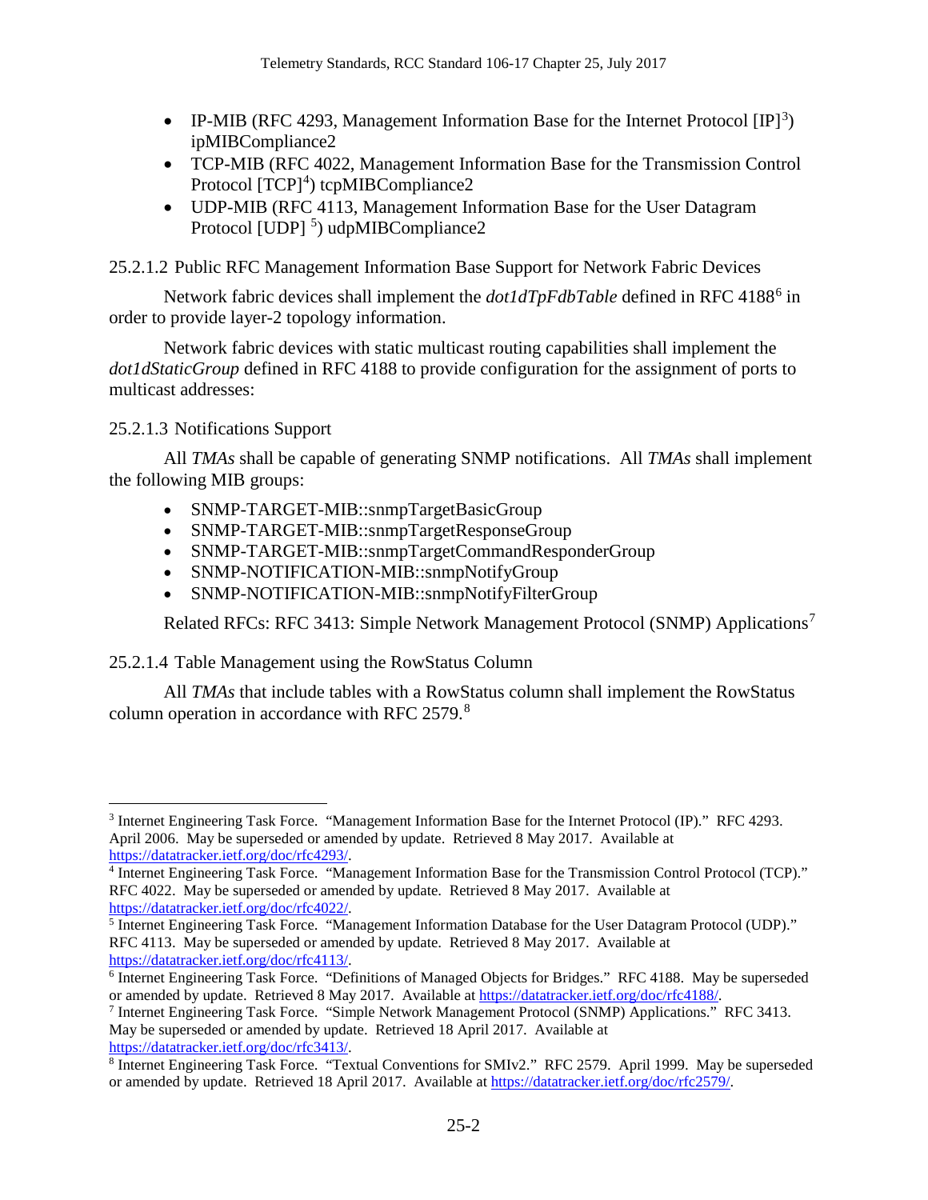- IP-MIB (RFC 4293, Management Information Base for the Internet Protocol [IP][3]) ipMIBCompliance2
- TCP-MIB (RFC 4022, Management Information Base for the Transmission Control Protocol [TCP][4]) tcpMIBCompliance2
- UDP-MIB (RFC 4113, Management Information Base for the User Datagram Protocol [UDP] [5]) udpMIBCompliance2

#### 25.2.1.2 Public RFC Management Information Base Support for Network Fabric Devices

Network fabric devices shall implement the *dot1dTpFdbTable* defined in RFC 4188[6] in order to provide layer-2 topology information.

Network fabric devices with static multicast routing capabilities shall implement the *dot1dStaticGroup* defined in RFC 4188 to provide configuration for the assignment of ports to multicast addresses:

#### 25.2.1.3 Notifications Support

All *TMAs* shall be capable of generating SNMP notifications. All *TMAs* shall implement the following MIB groups:

- SNMP-TARGET-MIB::snmpTargetBasicGroup
- SNMP-TARGET-MIB::snmpTargetResponseGroup
- SNMP-TARGET-MIB::snmpTargetCommandResponderGroup
- SNMP-NOTIFICATION-MIB::snmpNotifyGroup
- SNMP-NOTIFICATION-MIB::snmpNotifyFilterGroup

Related RFCs: RFC 3413: Simple Network Management Protocol (SNMP) Applications[7]

#### 25.2.1.4 Table Management using the RowStatus Column

All *TMAs* that include tables with a RowStatus column shall implement the RowStatus column operation in accordance with RFC 2579.[8]

---

[3] Internet Engineering Task Force. "Management Information Base for the Internet Protocol (IP)." RFC 4293. April 2006. May be superseded or amended by update. Retrieved 8 May 2017. Available at https://datatracker.ietf.org/doc/rfc4293/.

[4] Internet Engineering Task Force. "Management Information Base for the Transmission Control Protocol (TCP)." RFC 4022. May be superseded or amended by update. Retrieved 8 May 2017. Available at https://datatracker.ietf.org/doc/rfc4022/.

[5] Internet Engineering Task Force. "Management Information Database for the User Datagram Protocol (UDP)." RFC 4113. May be superseded or amended by update. Retrieved 8 May 2017. Available at https://datatracker.ietf.org/doc/rfc4113/.

[6] Internet Engineering Task Force. "Definitions of Managed Objects for Bridges." RFC 4188. May be superseded or amended by update. Retrieved 8 May 2017. Available at https://datatracker.ietf.org/doc/rfc4188/.

[7] Internet Engineering Task Force. "Simple Network Management Protocol (SNMP) Applications." RFC 3413. May be superseded or amended by update. Retrieved 18 April 2017. Available at https://datatracker.ietf.org/doc/rfc3413/.

[8] Internet Engineering Task Force. "Textual Conventions for SMIv2." RFC 2579. April 1999. May be superseded or amended by update. Retrieved 18 April 2017. Available at https://datatracker.ietf.org/doc/rfc2579/.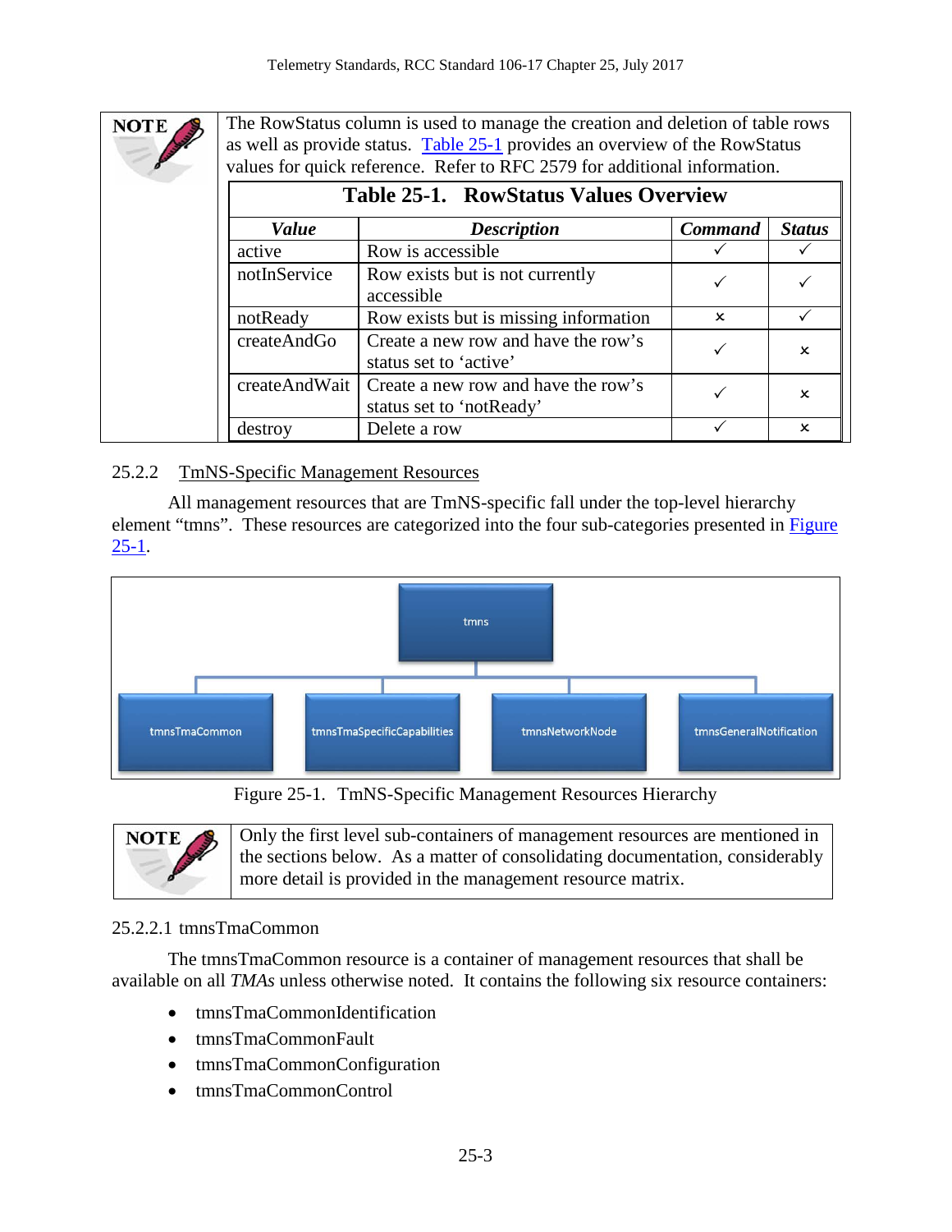> **NOTE**
>
> The RowStatus column is used to manage the creation and deletion of table rows as well as provide status. Table 25-1 provides an overview of the RowStatus values for quick reference. Refer to RFC 2579 for additional information.

**Table 25-1. RowStatus Values Overview**

| *Value* | *Description* | *Command* | *Status* |
|---|---|---|---|
| active | Row is accessible | ✓ | ✓ |
| notInService | Row exists but is not currently accessible | ✓ | ✓ |
| notReady | Row exists but is missing information | × | ✓ |
| createAndGo | Create a new row and have the row's status set to 'active' | ✓ | × |
| createAndWait | Create a new row and have the row's status set to 'notReady' | ✓ | × |
| destroy | Delete a row | ✓ | × |

### 25.2.2 TmNS-Specific Management Resources

All management resources that are TmNS-specific fall under the top-level hierarchy element "tmns". These resources are categorized into the four sub-categories presented in Figure 25-1.

- tmns
  - tmnsTmaCommon
  - tmnsTmaSpecificCapabilities
  - tmnsNetworkNode
  - tmnsGeneralNotification

Figure 25-1. TmNS-Specific Management Resources Hierarchy

> **NOTE**
>
> Only the first level sub-containers of management resources are mentioned in the sections below. As a matter of consolidating documentation, considerably more detail is provided in the management resource matrix.

#### 25.2.2.1 tmnsTmaCommon

The tmnsTmaCommon resource is a container of management resources that shall be available on all *TMAs* unless otherwise noted. It contains the following six resource containers:

- tmnsTmaCommonIdentification
- tmnsTmaCommonFault
- tmnsTmaCommonConfiguration
- tmnsTmaCommonControl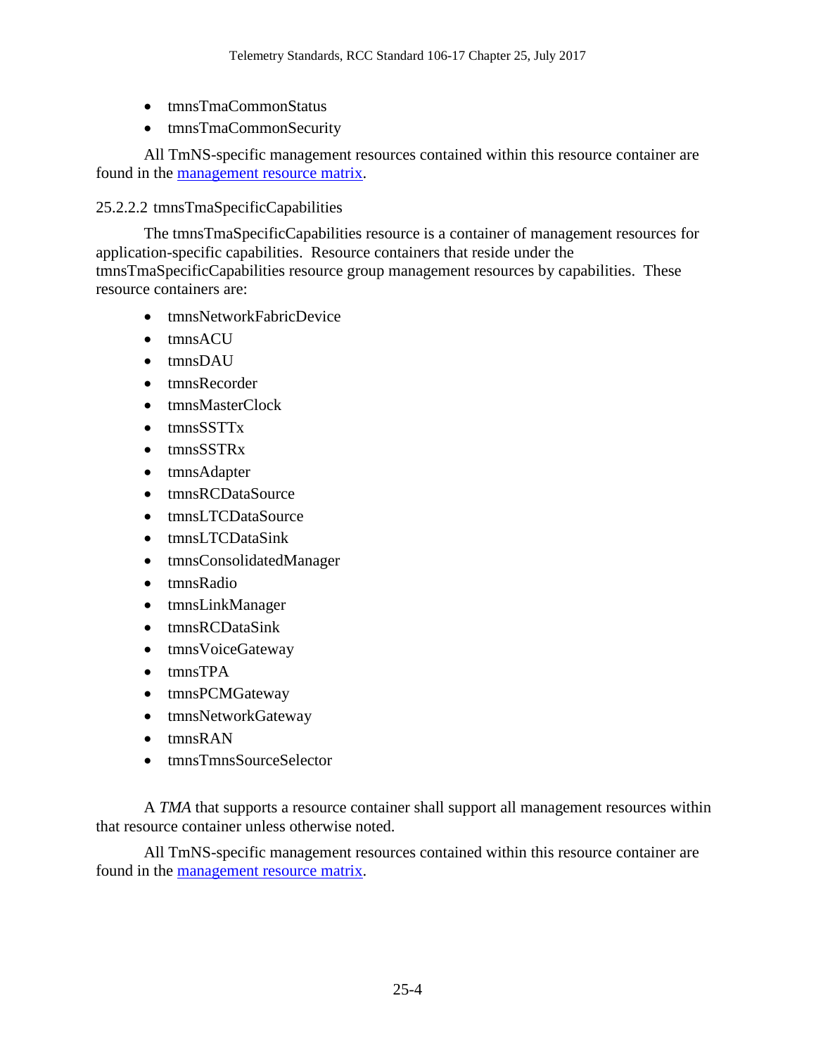- tmnsTmaCommonStatus
- tmnsTmaCommonSecurity

All TmNS-specific management resources contained within this resource container are found in the [management resource matrix](#).

#### 25.2.2.2 tmnsTmaSpecificCapabilities

The tmnsTmaSpecificCapabilities resource is a container of management resources for application-specific capabilities. Resource containers that reside under the tmnsTmaSpecificCapabilities resource group management resources by capabilities. These resource containers are:

- tmnsNetworkFabricDevice
- tmnsACU
- tmnsDAU
- tmnsRecorder
- tmnsMasterClock
- tmnsSSTTx
- tmnsSSTRx
- tmnsAdapter
- tmnsRCDataSource
- tmnsLTCDataSource
- tmnsLTCDataSink
- tmnsConsolidatedManager
- tmnsRadio
- tmnsLinkManager
- tmnsRCDataSink
- tmnsVoiceGateway
- tmnsTPA
- tmnsPCMGateway
- tmnsNetworkGateway
- tmnsRAN
- tmnsTmnsSourceSelector

A *TMA* that supports a resource container shall support all management resources within that resource container unless otherwise noted.

All TmNS-specific management resources contained within this resource container are found in the [management resource matrix](#).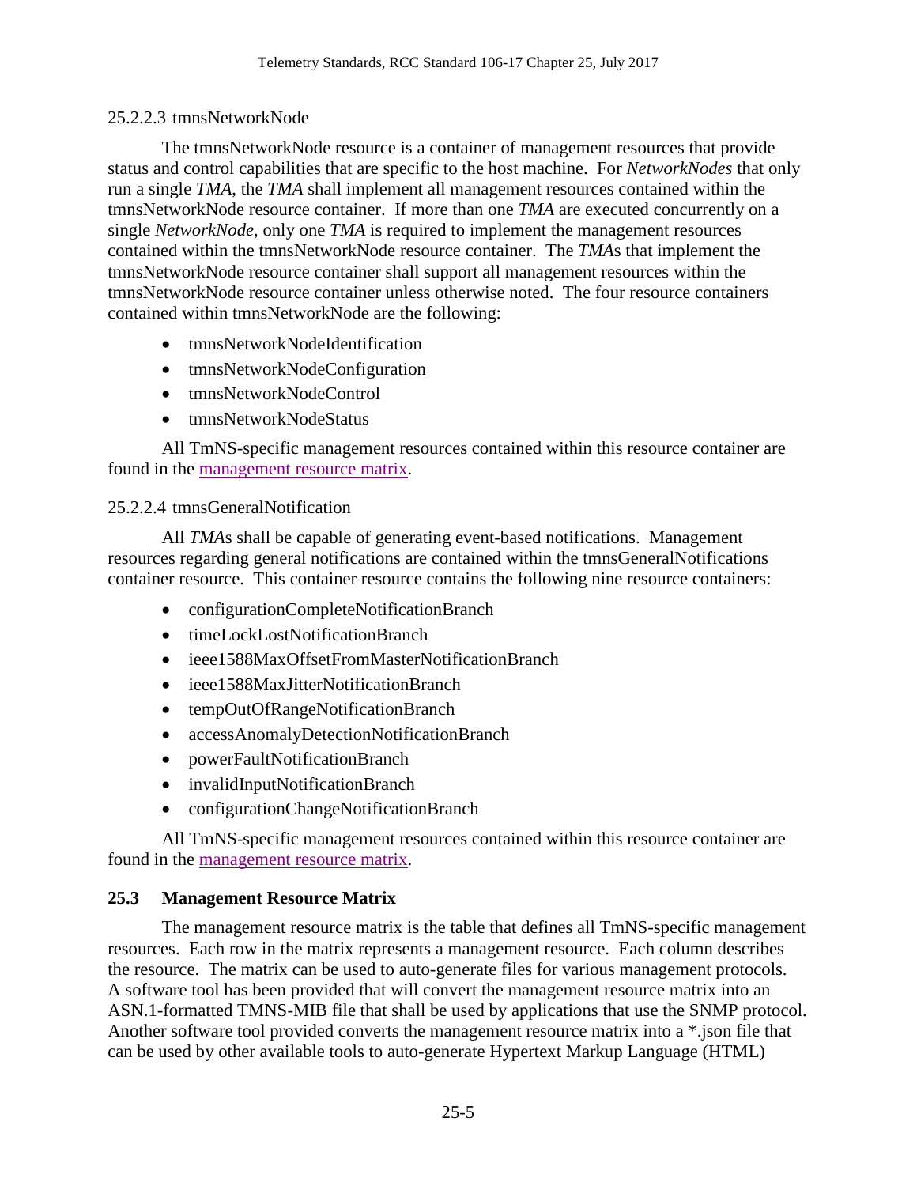#### 25.2.2.3 tmnsNetworkNode

The tmnsNetworkNode resource is a container of management resources that provide status and control capabilities that are specific to the host machine. For *NetworkNodes* that only run a single *TMA*, the *TMA* shall implement all management resources contained within the tmnsNetworkNode resource container. If more than one *TMA* are executed concurrently on a single *NetworkNode*, only one *TMA* is required to implement the management resources contained within the tmnsNetworkNode resource container. The *TMA*s that implement the tmnsNetworkNode resource container shall support all management resources within the tmnsNetworkNode resource container unless otherwise noted. The four resource containers contained within tmnsNetworkNode are the following:

- tmnsNetworkNodeIdentification
- tmnsNetworkNodeConfiguration
- tmnsNetworkNodeControl
- tmnsNetworkNodeStatus

All TmNS-specific management resources contained within this resource container are found in the management resource matrix.

#### 25.2.2.4 tmnsGeneralNotification

All *TMA*s shall be capable of generating event-based notifications. Management resources regarding general notifications are contained within the tmnsGeneralNotifications container resource. This container resource contains the following nine resource containers:

- configurationCompleteNotificationBranch
- timeLockLostNotificationBranch
- ieee1588MaxOffsetFromMasterNotificationBranch
- ieee1588MaxJitterNotificationBranch
- tempOutOfRangeNotificationBranch
- accessAnomalyDetectionNotificationBranch
- powerFaultNotificationBranch
- invalidInputNotificationBranch
- configurationChangeNotificationBranch

All TmNS-specific management resources contained within this resource container are found in the management resource matrix.

## 25.3 Management Resource Matrix

The management resource matrix is the table that defines all TmNS-specific management resources. Each row in the matrix represents a management resource. Each column describes the resource. The matrix can be used to auto-generate files for various management protocols. A software tool has been provided that will convert the management resource matrix into an ASN.1-formatted TMNS-MIB file that shall be used by applications that use the SNMP protocol. Another software tool provided converts the management resource matrix into a *.json file that can be used by other available tools to auto-generate Hypertext Markup Language (HTML)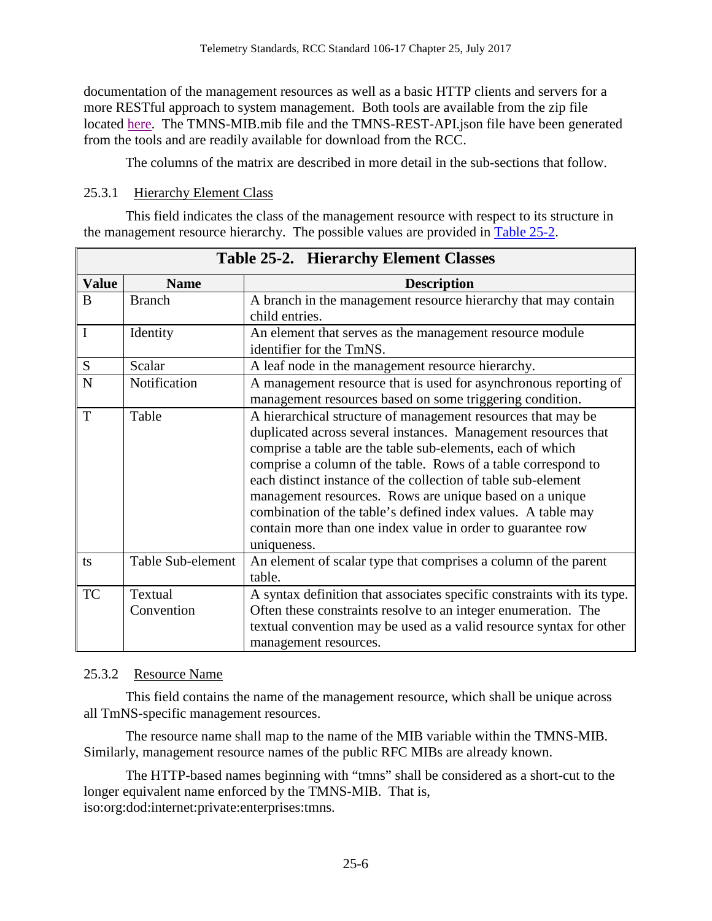documentation of the management resources as well as a basic HTTP clients and servers for a more RESTful approach to system management. Both tools are available from the zip file located here. The TMNS-MIB.mib file and the TMNS-REST-API.json file have been generated from the tools and are readily available for download from the RCC.

The columns of the matrix are described in more detail in the sub-sections that follow.

### 25.3.1 Hierarchy Element Class

This field indicates the class of the management resource with respect to its structure in the management resource hierarchy. The possible values are provided in Table 25-2.

**Table 25-2. Hierarchy Element Classes**

| Value | Name | Description |
|---|---|---|
| B | Branch | A branch in the management resource hierarchy that may contain child entries. |
| I | Identity | An element that serves as the management resource module identifier for the TmNS. |
| S | Scalar | A leaf node in the management resource hierarchy. |
| N | Notification | A management resource that is used for asynchronous reporting of management resources based on some triggering condition. |
| T | Table | A hierarchical structure of management resources that may be duplicated across several instances. Management resources that comprise a table are the table sub-elements, each of which comprise a column of the table. Rows of a table correspond to each distinct instance of the collection of table sub-element management resources. Rows are unique based on a unique combination of the table's defined index values. A table may contain more than one index value in order to guarantee row uniqueness. |
| ts | Table Sub-element | An element of scalar type that comprises a column of the parent table. |
| TC | Textual Convention | A syntax definition that associates specific constraints with its type. Often these constraints resolve to an integer enumeration. The textual convention may be used as a valid resource syntax for other management resources. |

### 25.3.2 Resource Name

This field contains the name of the management resource, which shall be unique across all TmNS-specific management resources.

The resource name shall map to the name of the MIB variable within the TMNS-MIB. Similarly, management resource names of the public RFC MIBs are already known.

The HTTP-based names beginning with "tmns" shall be considered as a short-cut to the longer equivalent name enforced by the TMNS-MIB. That is, iso:org:dod:internet:private:enterprises:tmns.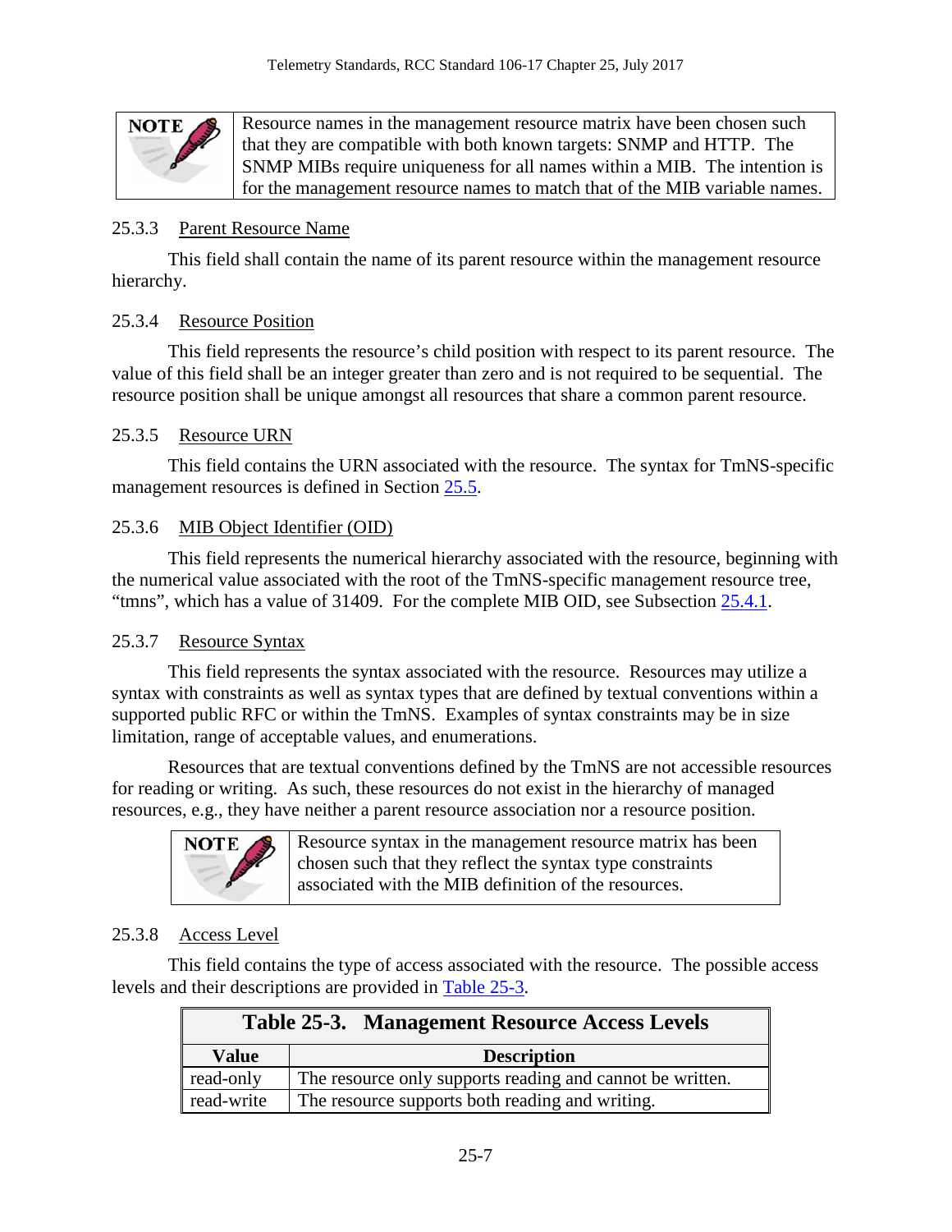> **NOTE** Resource names in the management resource matrix have been chosen such that they are compatible with both known targets: SNMP and HTTP. The SNMP MIBs require uniqueness for all names within a MIB. The intention is for the management resource names to match that of the MIB variable names.

### 25.3.3 Parent Resource Name

This field shall contain the name of its parent resource within the management resource hierarchy.

### 25.3.4 Resource Position

This field represents the resource's child position with respect to its parent resource. The value of this field shall be an integer greater than zero and is not required to be sequential. The resource position shall be unique amongst all resources that share a common parent resource.

### 25.3.5 Resource URN

This field contains the URN associated with the resource. The syntax for TmNS-specific management resources is defined in Section 25.5.

### 25.3.6 MIB Object Identifier (OID)

This field represents the numerical hierarchy associated with the resource, beginning with the numerical value associated with the root of the TmNS-specific management resource tree, "tmns", which has a value of 31409. For the complete MIB OID, see Subsection 25.4.1.

### 25.3.7 Resource Syntax

This field represents the syntax associated with the resource. Resources may utilize a syntax with constraints as well as syntax types that are defined by textual conventions within a supported public RFC or within the TmNS. Examples of syntax constraints may be in size limitation, range of acceptable values, and enumerations.

Resources that are textual conventions defined by the TmNS are not accessible resources for reading or writing. As such, these resources do not exist in the hierarchy of managed resources, e.g., they have neither a parent resource association nor a resource position.

> **NOTE** Resource syntax in the management resource matrix has been chosen such that they reflect the syntax type constraints associated with the MIB definition of the resources.

### 25.3.8 Access Level

This field contains the type of access associated with the resource. The possible access levels and their descriptions are provided in Table 25-3.

**Table 25-3. Management Resource Access Levels**

| Value | Description |
| --- | --- |
| read-only | The resource only supports reading and cannot be written. |
| read-write | The resource supports both reading and writing. |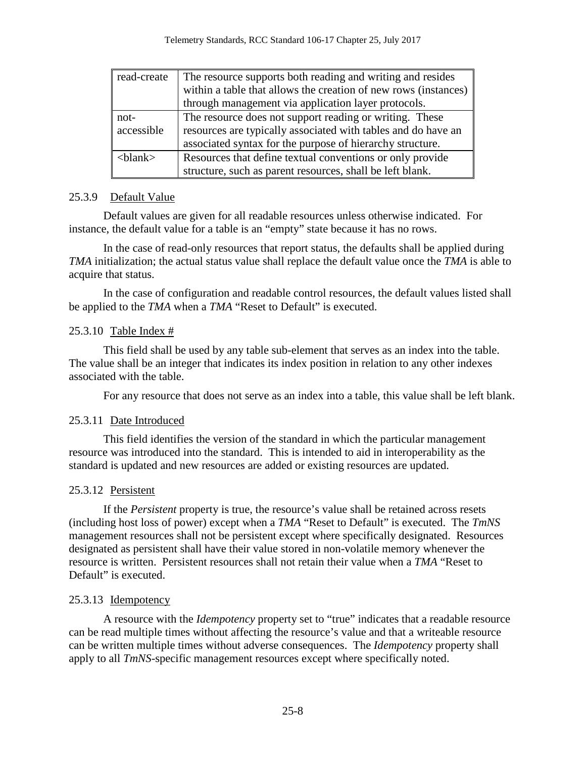| read-create | The resource supports both reading and writing and resides within a table that allows the creation of new rows (instances) through management via application layer protocols. |
|---|---|
| not-accessible | The resource does not support reading or writing. These resources are typically associated with tables and do have an associated syntax for the purpose of hierarchy structure. |
| <blank> | Resources that define textual conventions or only provide structure, such as parent resources, shall be left blank. |

### 25.3.9 Default Value

Default values are given for all readable resources unless otherwise indicated. For instance, the default value for a table is an "empty" state because it has no rows.

In the case of read-only resources that report status, the defaults shall be applied during *TMA* initialization; the actual status value shall replace the default value once the *TMA* is able to acquire that status.

In the case of configuration and readable control resources, the default values listed shall be applied to the *TMA* when a *TMA* "Reset to Default" is executed.

### 25.3.10 Table Index #

This field shall be used by any table sub-element that serves as an index into the table. The value shall be an integer that indicates its index position in relation to any other indexes associated with the table.

For any resource that does not serve as an index into a table, this value shall be left blank.

### 25.3.11 Date Introduced

This field identifies the version of the standard in which the particular management resource was introduced into the standard. This is intended to aid in interoperability as the standard is updated and new resources are added or existing resources are updated.

### 25.3.12 Persistent

If the *Persistent* property is true, the resource's value shall be retained across resets (including host loss of power) except when a *TMA* "Reset to Default" is executed. The *TmNS* management resources shall not be persistent except where specifically designated. Resources designated as persistent shall have their value stored in non-volatile memory whenever the resource is written. Persistent resources shall not retain their value when a *TMA* "Reset to Default" is executed.

### 25.3.13 Idempotency

A resource with the *Idempotency* property set to "true" indicates that a readable resource can be read multiple times without affecting the resource's value and that a writeable resource can be written multiple times without adverse consequences. The *Idempotency* property shall apply to all *TmNS*-specific management resources except where specifically noted.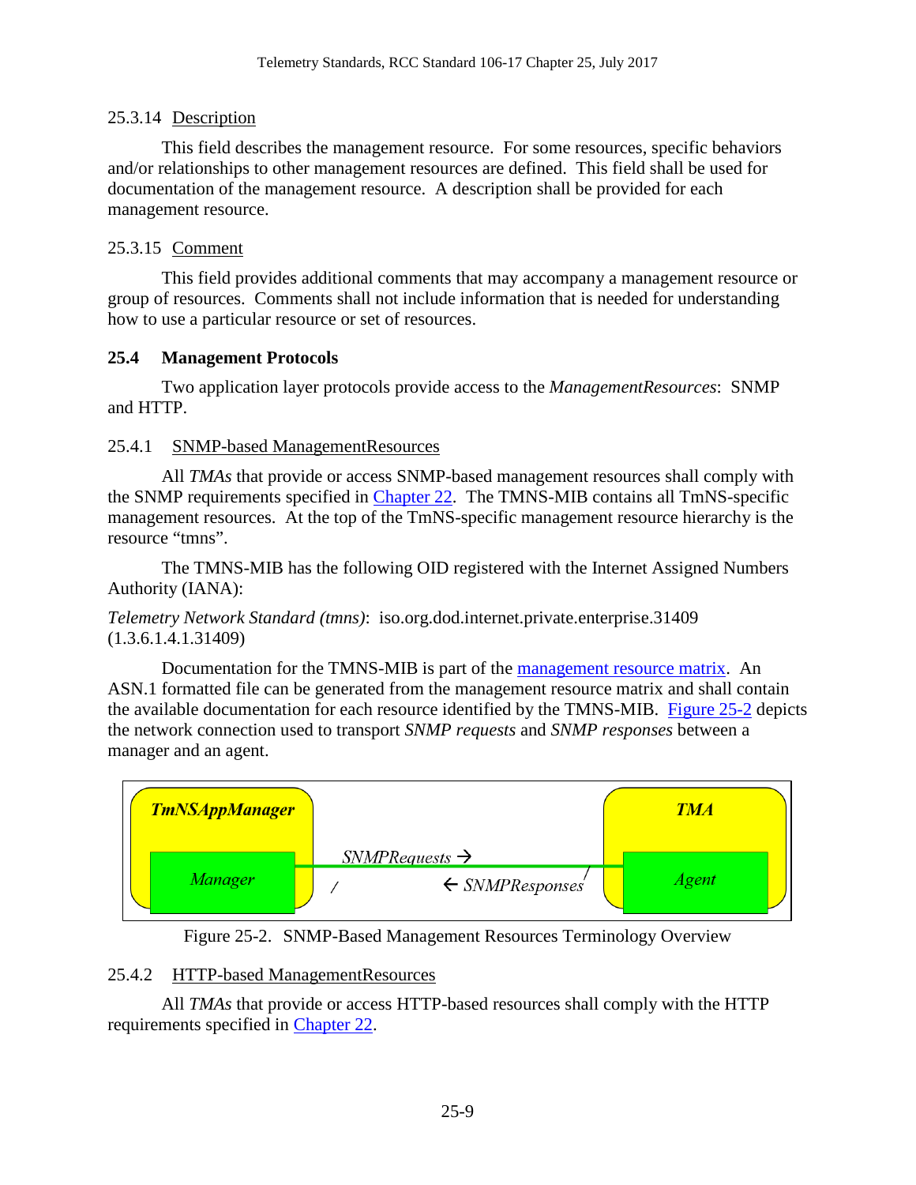### 25.3.14 Description

This field describes the management resource. For some resources, specific behaviors and/or relationships to other management resources are defined. This field shall be used for documentation of the management resource. A description shall be provided for each management resource.

### 25.3.15 Comment

This field provides additional comments that may accompany a management resource or group of resources. Comments shall not include information that is needed for understanding how to use a particular resource or set of resources.

## 25.4 Management Protocols

Two application layer protocols provide access to the *ManagementResources*: SNMP and HTTP.

### 25.4.1 SNMP-based ManagementResources

All *TMAs* that provide or access SNMP-based management resources shall comply with the SNMP requirements specified in Chapter 22. The TMNS-MIB contains all TmNS-specific management resources. At the top of the TmNS-specific management resource hierarchy is the resource "tmns".

The TMNS-MIB has the following OID registered with the Internet Assigned Numbers Authority (IANA):

*Telemetry Network Standard (tmns)*: iso.org.dod.internet.private.enterprise.31409 (1.3.6.1.4.1.31409)

Documentation for the TMNS-MIB is part of the management resource matrix. An ASN.1 formatted file can be generated from the management resource matrix and shall contain the available documentation for each resource identified by the TMNS-MIB. Figure 25-2 depicts the network connection used to transport *SNMP requests* and *SNMP responses* between a manager and an agent.

*TmNSAppManager* — *Manager* — *SNMPRequests* → / ← *SNMPResponses* — *Agent* — *TMA*

Figure 25-2. SNMP-Based Management Resources Terminology Overview

### 25.4.2 HTTP-based ManagementResources

All *TMAs* that provide or access HTTP-based resources shall comply with the HTTP requirements specified in Chapter 22.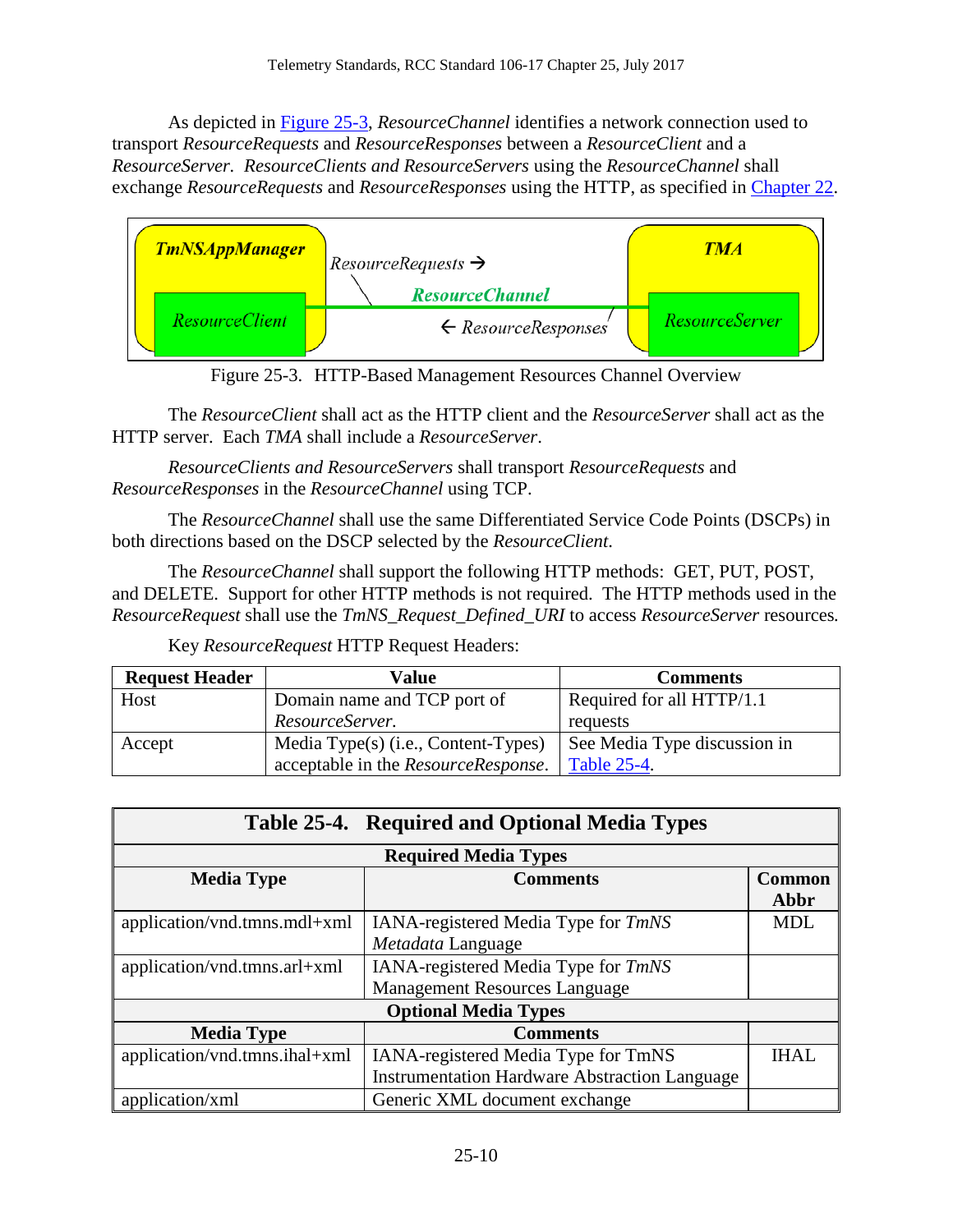As depicted in Figure 25-3, *ResourceChannel* identifies a network connection used to transport *ResourceRequests* and *ResourceResponses* between a *ResourceClient* and a *ResourceServer. ResourceClients and ResourceServers* using the *ResourceChannel* shall exchange *ResourceRequests* and *ResourceResponses* using the HTTP, as specified in Chapter 22.

Figure 25-3. HTTP-Based Management Resources Channel Overview

The *ResourceClient* shall act as the HTTP client and the *ResourceServer* shall act as the HTTP server. Each *TMA* shall include a *ResourceServer*.

*ResourceClients and ResourceServers* shall transport *ResourceRequests* and *ResourceResponses* in the *ResourceChannel* using TCP.

The *ResourceChannel* shall use the same Differentiated Service Code Points (DSCPs) in both directions based on the DSCP selected by the *ResourceClient*.

The *ResourceChannel* shall support the following HTTP methods: GET, PUT, POST, and DELETE. Support for other HTTP methods is not required. The HTTP methods used in the *ResourceRequest* shall use the *TmNS_Request_Defined_URI* to access *ResourceServer* resources.

Key *ResourceRequest* HTTP Request Headers:

| Request Header | Value | Comments |
|---|---|---|
| Host | Domain name and TCP port of *ResourceServer.* | Required for all HTTP/1.1 requests |
| Accept | Media Type(s) (i.e., Content-Types) acceptable in the *ResourceResponse*. | See Media Type discussion in Table 25-4. |

**Table 25-4. Required and Optional Media Types**

| Media Type | Comments | Common Abbr |
|---|---|---|
| **Required Media Types** | | |
| application/vnd.tmns.mdl+xml | IANA-registered Media Type for *TmNS Metadata* Language | MDL |
| application/vnd.tmns.arl+xml | IANA-registered Media Type for *TmNS* Management Resources Language | |
| **Optional Media Types** | | |
| **Media Type** | **Comments** | |
| application/vnd.tmns.ihal+xml | IANA-registered Media Type for TmNS Instrumentation Hardware Abstraction Language | IHAL |
| application/xml | Generic XML document exchange | |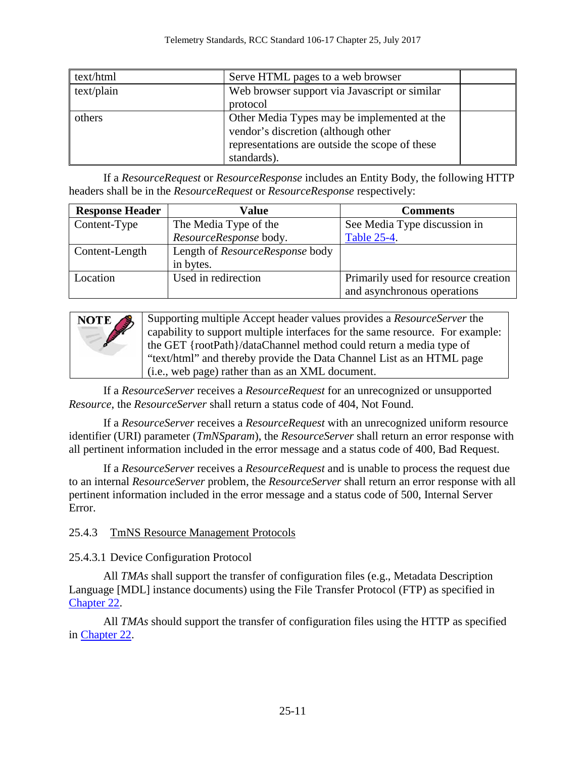| text/html | Serve HTML pages to a web browser | |
|---|---|---|
| text/plain | Web browser support via Javascript or similar protocol | |
| others | Other Media Types may be implemented at the vendor's discretion (although other representations are outside the scope of these standards). | |

If a *ResourceRequest* or *ResourceResponse* includes an Entity Body, the following HTTP headers shall be in the *ResourceRequest* or *ResourceResponse* respectively:

| Response Header | Value | Comments |
|---|---|---|
| Content-Type | The Media Type of the *ResourceResponse* body. | See Media Type discussion in Table 25-4. |
| Content-Length | Length of *ResourceResponse* body in bytes. | |
| Location | Used in redirection | Primarily used for resource creation and asynchronous operations |

> **NOTE** Supporting multiple Accept header values provides a *ResourceServer* the capability to support multiple interfaces for the same resource. For example: the GET {rootPath}/dataChannel method could return a media type of "text/html" and thereby provide the Data Channel List as an HTML page (i.e., web page) rather than as an XML document.

If a *ResourceServer* receives a *ResourceRequest* for an unrecognized or unsupported *Resource*, the *ResourceServer* shall return a status code of 404, Not Found.

If a *ResourceServer* receives a *ResourceRequest* with an unrecognized uniform resource identifier (URI) parameter (*TmNSparam*), the *ResourceServer* shall return an error response with all pertinent information included in the error message and a status code of 400, Bad Request.

If a *ResourceServer* receives a *ResourceRequest* and is unable to process the request due to an internal *ResourceServer* problem, the *ResourceServer* shall return an error response with all pertinent information included in the error message and a status code of 500, Internal Server Error.

### 25.4.3 TmNS Resource Management Protocols

#### 25.4.3.1 Device Configuration Protocol

All *TMAs* shall support the transfer of configuration files (e.g., Metadata Description Language [MDL] instance documents) using the File Transfer Protocol (FTP) as specified in Chapter 22.

All *TMAs* should support the transfer of configuration files using the HTTP as specified in Chapter 22.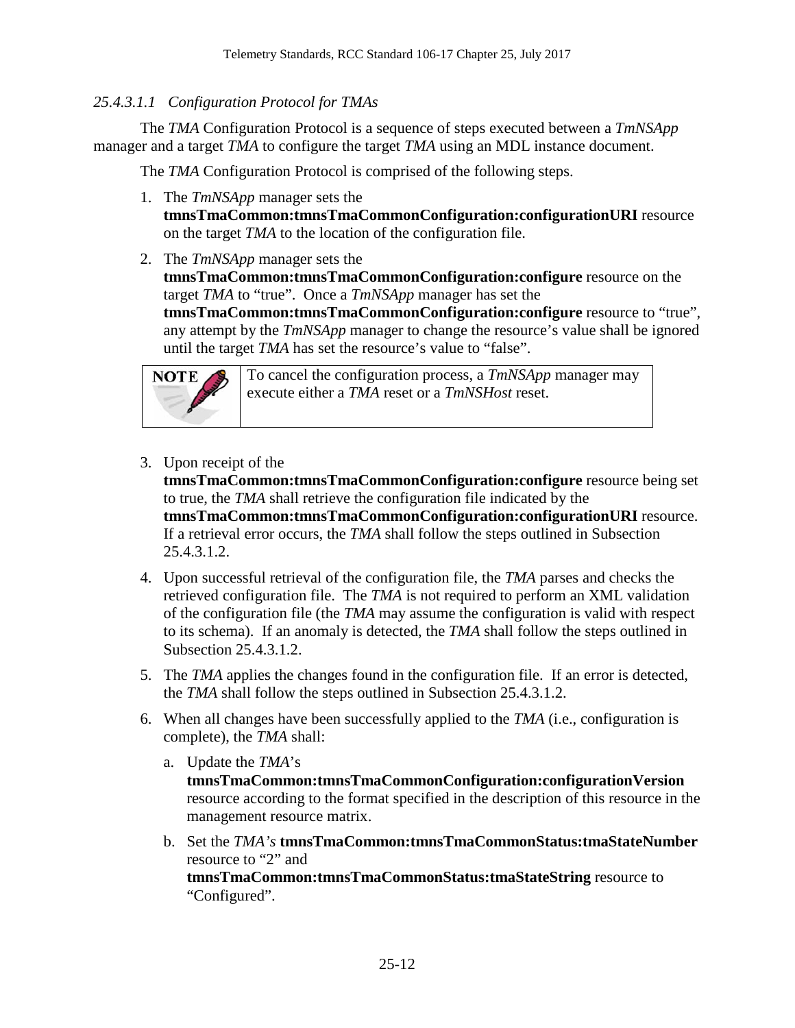#### *25.4.3.1.1 Configuration Protocol for TMAs*

The *TMA* Configuration Protocol is a sequence of steps executed between a *TmNSApp* manager and a target *TMA* to configure the target *TMA* using an MDL instance document.

The *TMA* Configuration Protocol is comprised of the following steps.

1. The *TmNSApp* manager sets the **tmnsTmaCommon:tmnsTmaCommonConfiguration:configurationURI** resource on the target *TMA* to the location of the configuration file.
2. The *TmNSApp* manager sets the **tmnsTmaCommon:tmnsTmaCommonConfiguration:configure** resource on the target *TMA* to "true". Once a *TmNSApp* manager has set the **tmnsTmaCommon:tmnsTmaCommonConfiguration:configure** resource to "true", any attempt by the *TmNSApp* manager to change the resource's value shall be ignored until the target *TMA* has set the resource's value to "false".

| NOTE | To cancel the configuration process, a *TmNSApp* manager may execute either a *TMA* reset or a *TmNSHost* reset. |
| --- | --- |

3. Upon receipt of the **tmnsTmaCommon:tmnsTmaCommonConfiguration:configure** resource being set to true, the *TMA* shall retrieve the configuration file indicated by the **tmnsTmaCommon:tmnsTmaCommonConfiguration:configurationURI** resource. If a retrieval error occurs, the *TMA* shall follow the steps outlined in Subsection 25.4.3.1.2.
4. Upon successful retrieval of the configuration file, the *TMA* parses and checks the retrieved configuration file. The *TMA* is not required to perform an XML validation of the configuration file (the *TMA* may assume the configuration is valid with respect to its schema). If an anomaly is detected, the *TMA* shall follow the steps outlined in Subsection 25.4.3.1.2.
5. The *TMA* applies the changes found in the configuration file. If an error is detected, the *TMA* shall follow the steps outlined in Subsection 25.4.3.1.2.
6. When all changes have been successfully applied to the *TMA* (i.e., configuration is complete), the *TMA* shall:
   a. Update the *TMA*'s **tmnsTmaCommon:tmnsTmaCommonConfiguration:configurationVersion** resource according to the format specified in the description of this resource in the management resource matrix.
   b. Set the *TMA's* **tmnsTmaCommon:tmnsTmaCommonStatus:tmaStateNumber** resource to "2" and **tmnsTmaCommon:tmnsTmaCommonStatus:tmaStateString** resource to "Configured".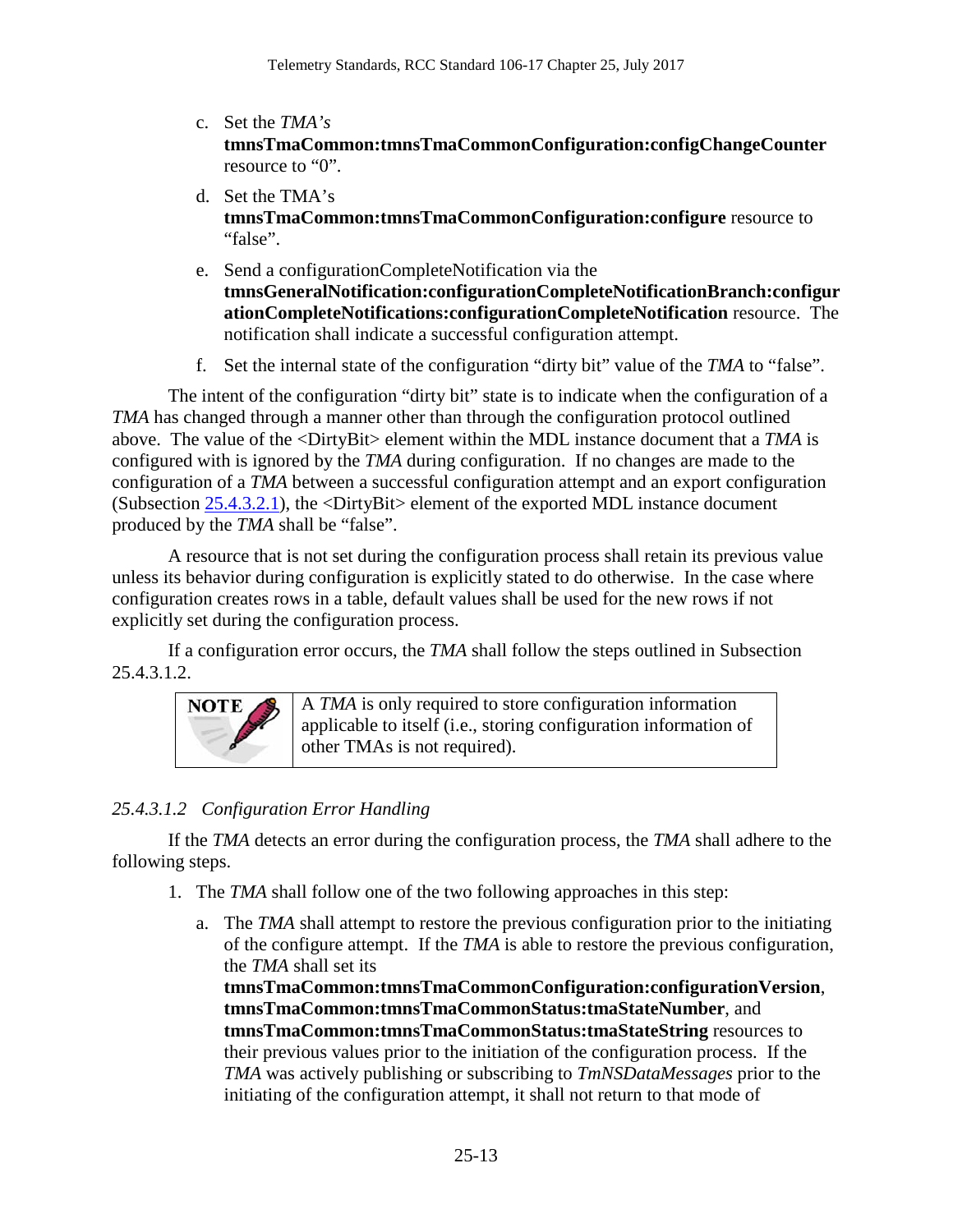c. Set the *TMA's* **tmnsTmaCommon:tmnsTmaCommonConfiguration:configChangeCounter** resource to "0".

d. Set the TMA's **tmnsTmaCommon:tmnsTmaCommonConfiguration:configure** resource to "false".

e. Send a configurationCompleteNotification via the **tmnsGeneralNotification:configurationCompleteNotificationBranch:configurationCompleteNotifications:configurationCompleteNotification** resource. The notification shall indicate a successful configuration attempt.

f. Set the internal state of the configuration "dirty bit" value of the *TMA* to "false".

The intent of the configuration "dirty bit" state is to indicate when the configuration of a *TMA* has changed through a manner other than through the configuration protocol outlined above. The value of the <DirtyBit> element within the MDL instance document that a *TMA* is configured with is ignored by the *TMA* during configuration. If no changes are made to the configuration of a *TMA* between a successful configuration attempt and an export configuration (Subsection 25.4.3.2.1), the <DirtyBit> element of the exported MDL instance document produced by the *TMA* shall be "false".

A resource that is not set during the configuration process shall retain its previous value unless its behavior during configuration is explicitly stated to do otherwise. In the case where configuration creates rows in a table, default values shall be used for the new rows if not explicitly set during the configuration process.

If a configuration error occurs, the *TMA* shall follow the steps outlined in Subsection 25.4.3.1.2.

| NOTE | A *TMA* is only required to store configuration information applicable to itself (i.e., storing configuration information of other TMAs is not required). |
|---|---|

#### *25.4.3.1.2 Configuration Error Handling*

If the *TMA* detects an error during the configuration process, the *TMA* shall adhere to the following steps.

1. The *TMA* shall follow one of the two following approaches in this step:

   a. The *TMA* shall attempt to restore the previous configuration prior to the initiating of the configure attempt. If the *TMA* is able to restore the previous configuration, the *TMA* shall set its **tmnsTmaCommon:tmnsTmaCommonConfiguration:configurationVersion**, **tmnsTmaCommon:tmnsTmaCommonStatus:tmaStateNumber**, and **tmnsTmaCommon:tmnsTmaCommonStatus:tmaStateString** resources to their previous values prior to the initiation of the configuration process. If the *TMA* was actively publishing or subscribing to *TmNSDataMessages* prior to the initiating of the configuration attempt, it shall not return to that mode of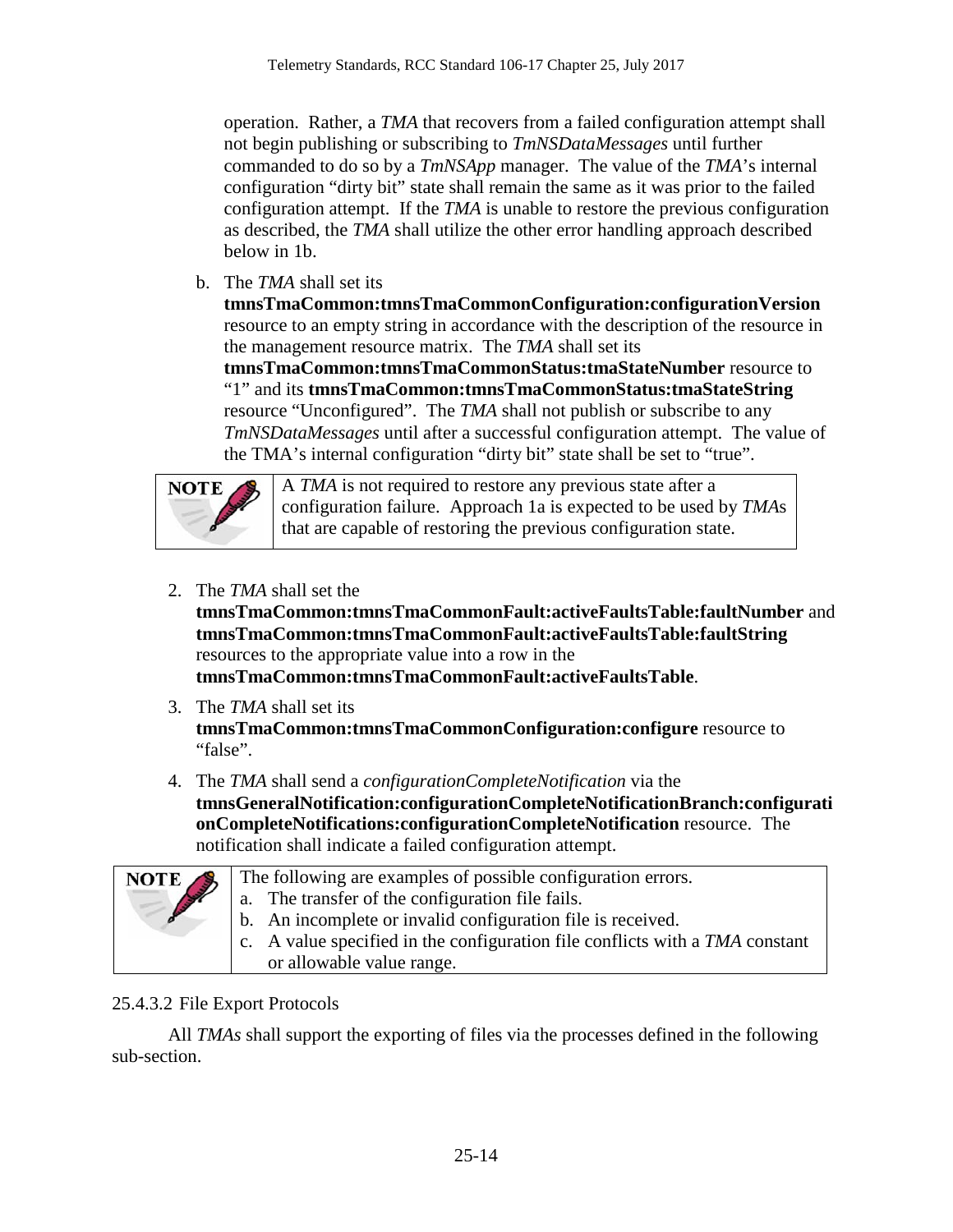operation. Rather, a *TMA* that recovers from a failed configuration attempt shall not begin publishing or subscribing to *TmNSDataMessages* until further commanded to do so by a *TmNSApp* manager. The value of the *TMA*'s internal configuration "dirty bit" state shall remain the same as it was prior to the failed configuration attempt. If the *TMA* is unable to restore the previous configuration as described, the *TMA* shall utilize the other error handling approach described below in 1b.

b. The *TMA* shall set its **tmnsTmaCommon:tmnsTmaCommonConfiguration:configurationVersion** resource to an empty string in accordance with the description of the resource in the management resource matrix. The *TMA* shall set its **tmnsTmaCommon:tmnsTmaCommonStatus:tmaStateNumber** resource to "1" and its **tmnsTmaCommon:tmnsTmaCommonStatus:tmaStateString** resource "Unconfigured". The *TMA* shall not publish or subscribe to any *TmNSDataMessages* until after a successful configuration attempt. The value of the TMA's internal configuration "dirty bit" state shall be set to "true".

> **NOTE:** A *TMA* is not required to restore any previous state after a configuration failure. Approach 1a is expected to be used by *TMA*s that are capable of restoring the previous configuration state.

2. The *TMA* shall set the **tmnsTmaCommon:tmnsTmaCommonFault:activeFaultsTable:faultNumber** and **tmnsTmaCommon:tmnsTmaCommonFault:activeFaultsTable:faultString** resources to the appropriate value into a row in the **tmnsTmaCommon:tmnsTmaCommonFault:activeFaultsTable**.
3. The *TMA* shall set its **tmnsTmaCommon:tmnsTmaCommonConfiguration:configure** resource to "false".
4. The *TMA* shall send a *configurationCompleteNotification* via the **tmnsGeneralNotification:configurationCompleteNotificationBranch:configurationCompleteNotifications:configurationCompleteNotification** resource. The notification shall indicate a failed configuration attempt.

> **NOTE:** The following are examples of possible configuration errors.
> a. The transfer of the configuration file fails.
> b. An incomplete or invalid configuration file is received.
> c. A value specified in the configuration file conflicts with a *TMA* constant or allowable value range.

#### 25.4.3.2 File Export Protocols

All *TMAs* shall support the exporting of files via the processes defined in the following sub-section.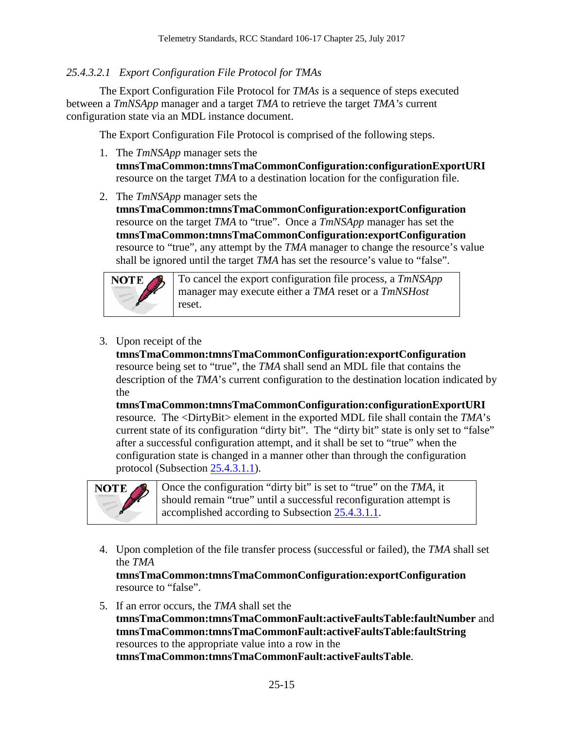##### *25.4.3.2.1 Export Configuration File Protocol for TMAs*

The Export Configuration File Protocol for *TMAs* is a sequence of steps executed between a *TmNSApp* manager and a target *TMA* to retrieve the target *TMA's* current configuration state via an MDL instance document.

The Export Configuration File Protocol is comprised of the following steps.

1. The *TmNSApp* manager sets the **tmnsTmaCommon:tmnsTmaCommonConfiguration:configurationExportURI** resource on the target *TMA* to a destination location for the configuration file.

2. The *TmNSApp* manager sets the **tmnsTmaCommon:tmnsTmaCommonConfiguration:exportConfiguration** resource on the target *TMA* to "true". Once a *TmNSApp* manager has set the **tmnsTmaCommon:tmnsTmaCommonConfiguration:exportConfiguration** resource to "true", any attempt by the *TMA* manager to change the resource's value shall be ignored until the target *TMA* has set the resource's value to "false".

| NOTE | To cancel the export configuration file process, a *TmNSApp* manager may execute either a *TMA* reset or a *TmNSHost* reset. |
|---|---|

3. Upon receipt of the **tmnsTmaCommon:tmnsTmaCommonConfiguration:exportConfiguration** resource being set to "true", the *TMA* shall send an MDL file that contains the description of the *TMA*'s current configuration to the destination location indicated by the **tmnsTmaCommon:tmnsTmaCommonConfiguration:configurationExportURI** resource. The <DirtyBit> element in the exported MDL file shall contain the *TMA*'s current state of its configuration "dirty bit". The "dirty bit" state is only set to "false" after a successful configuration attempt, and it shall be set to "true" when the configuration state is changed in a manner other than through the configuration protocol (Subsection 25.4.3.1.1).

| NOTE | Once the configuration "dirty bit" is set to "true" on the *TMA*, it should remain "true" until a successful reconfiguration attempt is accomplished according to Subsection 25.4.3.1.1. |
|---|---|

4. Upon completion of the file transfer process (successful or failed), the *TMA* shall set the *TMA* **tmnsTmaCommon:tmnsTmaCommonConfiguration:exportConfiguration** resource to "false".

5. If an error occurs, the *TMA* shall set the **tmnsTmaCommon:tmnsTmaCommonFault:activeFaultsTable:faultNumber** and **tmnsTmaCommon:tmnsTmaCommonFault:activeFaultsTable:faultString** resources to the appropriate value into a row in the **tmnsTmaCommon:tmnsTmaCommonFault:activeFaultsTable**.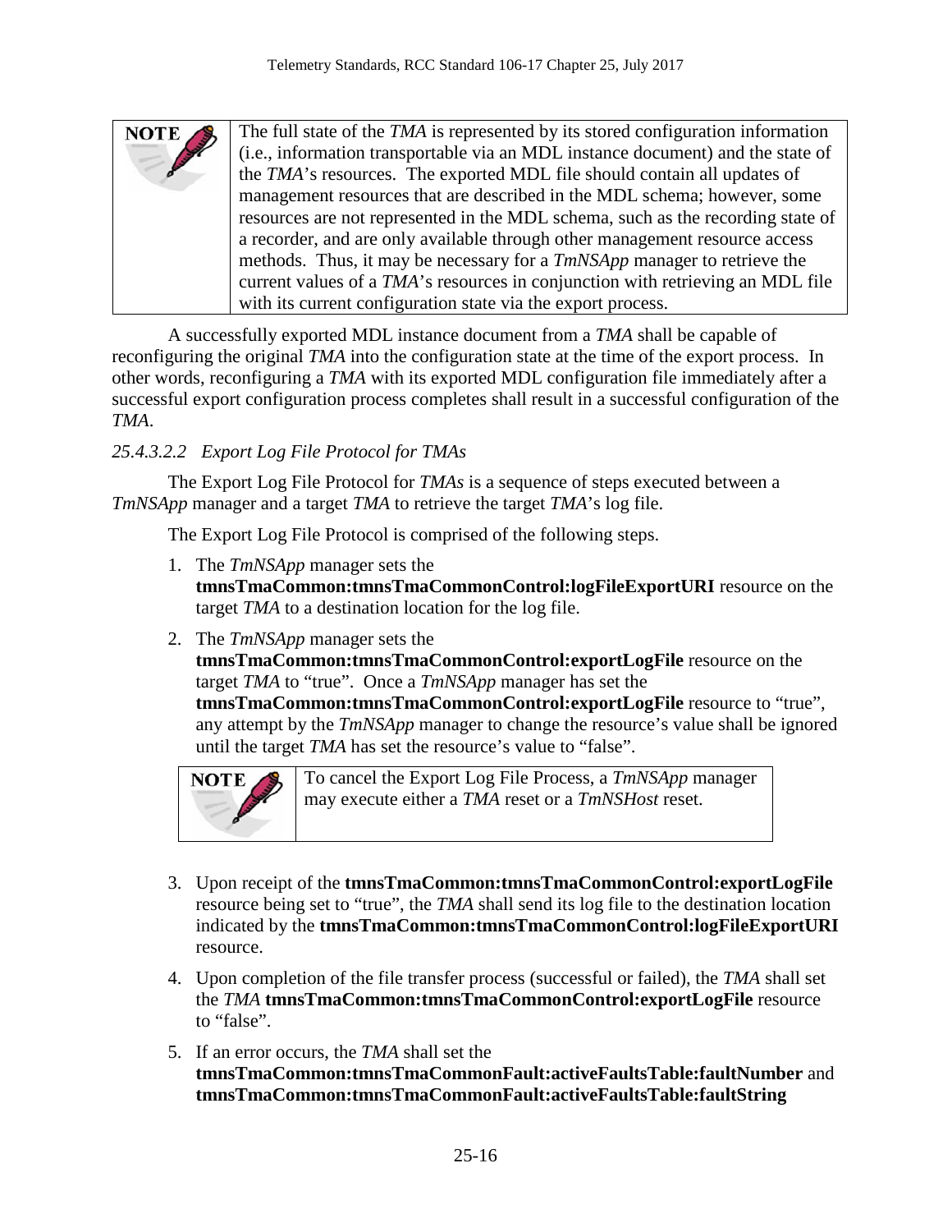> **NOTE**
>
> The full state of the *TMA* is represented by its stored configuration information (i.e., information transportable via an MDL instance document) and the state of the *TMA*'s resources. The exported MDL file should contain all updates of management resources that are described in the MDL schema; however, some resources are not represented in the MDL schema, such as the recording state of a recorder, and are only available through other management resource access methods. Thus, it may be necessary for a *TmNSApp* manager to retrieve the current values of a *TMA*'s resources in conjunction with retrieving an MDL file with its current configuration state via the export process.

A successfully exported MDL instance document from a *TMA* shall be capable of reconfiguring the original *TMA* into the configuration state at the time of the export process. In other words, reconfiguring a *TMA* with its exported MDL configuration file immediately after a successful export configuration process completes shall result in a successful configuration of the *TMA*.

##### *25.4.3.2.2 Export Log File Protocol for TMAs*

The Export Log File Protocol for *TMAs* is a sequence of steps executed between a *TmNSApp* manager and a target *TMA* to retrieve the target *TMA*'s log file.

The Export Log File Protocol is comprised of the following steps.

1. The *TmNSApp* manager sets the **tmnsTmaCommon:tmnsTmaCommonControl:logFileExportURI** resource on the target *TMA* to a destination location for the log file.
2. The *TmNSApp* manager sets the **tmnsTmaCommon:tmnsTmaCommonControl:exportLogFile** resource on the target *TMA* to "true". Once a *TmNSApp* manager has set the **tmnsTmaCommon:tmnsTmaCommonControl:exportLogFile** resource to "true", any attempt by the *TmNSApp* manager to change the resource's value shall be ignored until the target *TMA* has set the resource's value to "false".

   > **NOTE**
   >
   > To cancel the Export Log File Process, a *TmNSApp* manager may execute either a *TMA* reset or a *TmNSHost* reset.

3. Upon receipt of the **tmnsTmaCommon:tmnsTmaCommonControl:exportLogFile** resource being set to "true", the *TMA* shall send its log file to the destination location indicated by the **tmnsTmaCommon:tmnsTmaCommonControl:logFileExportURI** resource.
4. Upon completion of the file transfer process (successful or failed), the *TMA* shall set the *TMA* **tmnsTmaCommon:tmnsTmaCommonControl:exportLogFile** resource to "false".
5. If an error occurs, the *TMA* shall set the **tmnsTmaCommon:tmnsTmaCommonFault:activeFaultsTable:faultNumber** and **tmnsTmaCommon:tmnsTmaCommonFault:activeFaultsTable:faultString**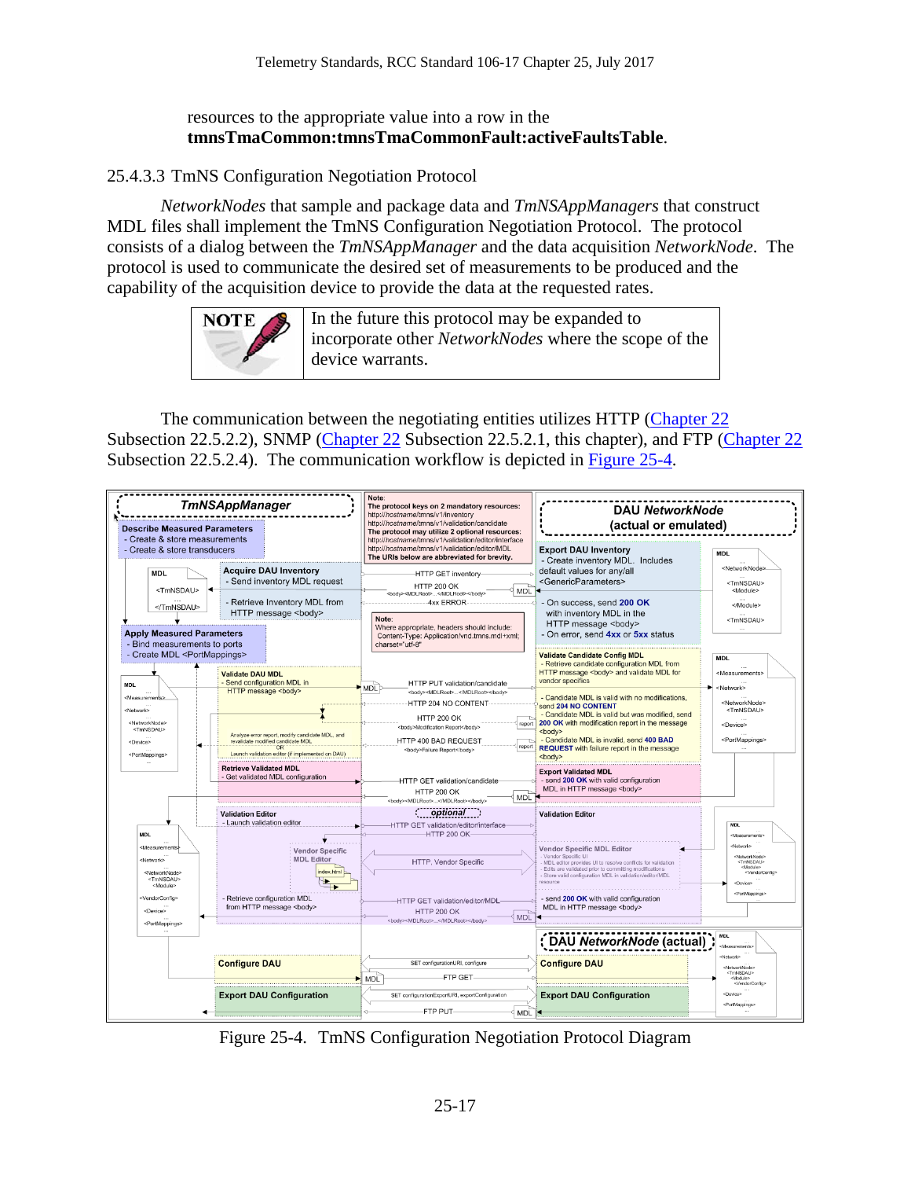resources to the appropriate value into a row in the **tmnsTmaCommon:tmnsTmaCommonFault:activeFaultsTable**.

### 25.4.3.3 TmNS Configuration Negotiation Protocol

*NetworkNodes* that sample and package data and *TmNSAppManagers* that construct MDL files shall implement the TmNS Configuration Negotiation Protocol. The protocol consists of a dialog between the *TmNSAppManager* and the data acquisition *NetworkNode*. The protocol is used to communicate the desired set of measurements to be produced and the capability of the acquisition device to provide the data at the requested rates.

| NOTE | In the future this protocol may be expanded to incorporate other *NetworkNodes* where the scope of the device warrants. |
|---|---|

The communication between the negotiating entities utilizes HTTP (Chapter 22 Subsection 22.5.2.2), SNMP (Chapter 22 Subsection 22.5.2.1, this chapter), and FTP (Chapter 22 Subsection 22.5.2.4). The communication workflow is depicted in Figure 25-4.

Figure 25-4. TmNS Configuration Negotiation Protocol Diagram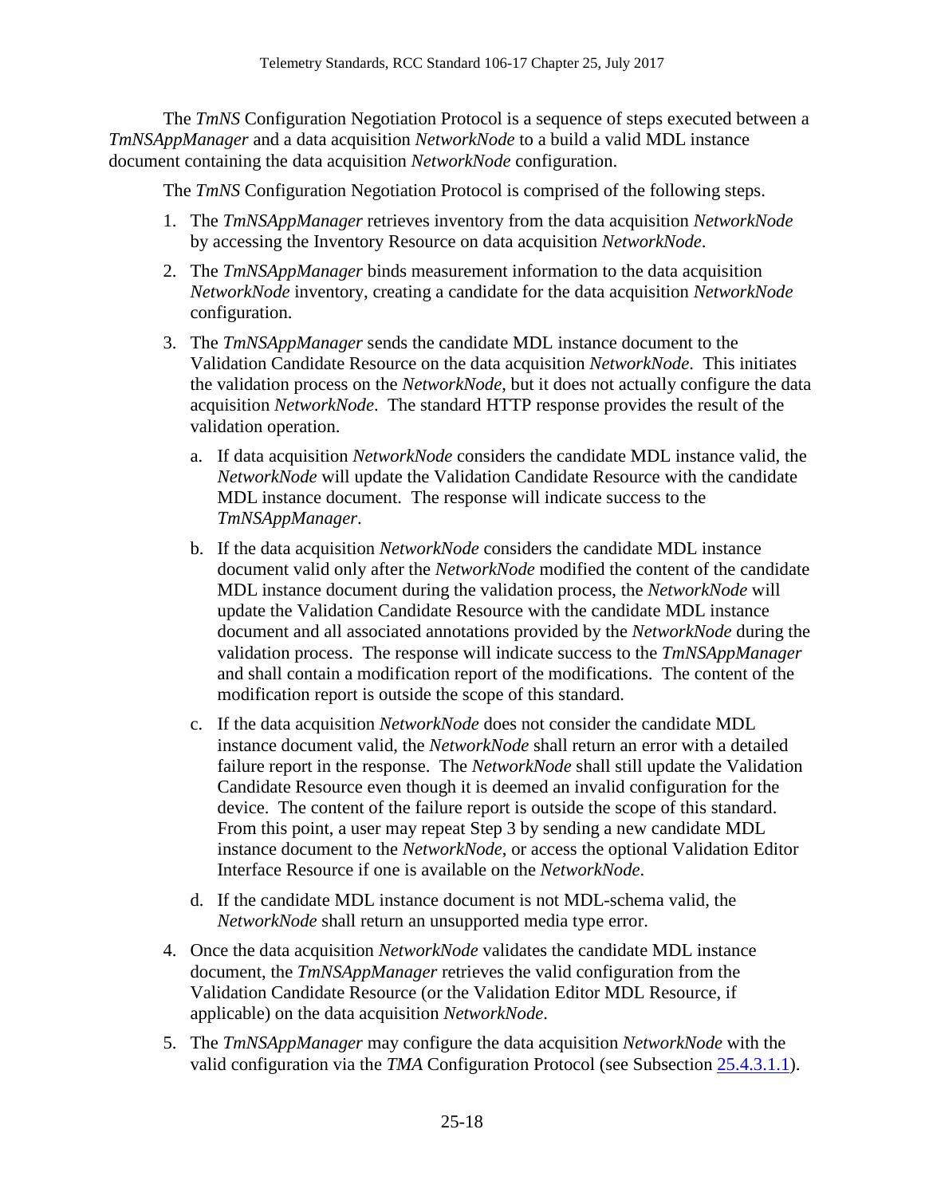The *TmNS* Configuration Negotiation Protocol is a sequence of steps executed between a *TmNSAppManager* and a data acquisition *NetworkNode* to a build a valid MDL instance document containing the data acquisition *NetworkNode* configuration.

The *TmNS* Configuration Negotiation Protocol is comprised of the following steps.

1. The *TmNSAppManager* retrieves inventory from the data acquisition *NetworkNode* by accessing the Inventory Resource on data acquisition *NetworkNode*.
2. The *TmNSAppManager* binds measurement information to the data acquisition *NetworkNode* inventory, creating a candidate for the data acquisition *NetworkNode* configuration.
3. The *TmNSAppManager* sends the candidate MDL instance document to the Validation Candidate Resource on the data acquisition *NetworkNode*. This initiates the validation process on the *NetworkNode*, but it does not actually configure the data acquisition *NetworkNode*. The standard HTTP response provides the result of the validation operation.
    a. If data acquisition *NetworkNode* considers the candidate MDL instance valid, the *NetworkNode* will update the Validation Candidate Resource with the candidate MDL instance document. The response will indicate success to the *TmNSAppManager*.
    b. If the data acquisition *NetworkNode* considers the candidate MDL instance document valid only after the *NetworkNode* modified the content of the candidate MDL instance document during the validation process, the *NetworkNode* will update the Validation Candidate Resource with the candidate MDL instance document and all associated annotations provided by the *NetworkNode* during the validation process. The response will indicate success to the *TmNSAppManager* and shall contain a modification report of the modifications. The content of the modification report is outside the scope of this standard.
    c. If the data acquisition *NetworkNode* does not consider the candidate MDL instance document valid, the *NetworkNode* shall return an error with a detailed failure report in the response. The *NetworkNode* shall still update the Validation Candidate Resource even though it is deemed an invalid configuration for the device. The content of the failure report is outside the scope of this standard. From this point, a user may repeat Step 3 by sending a new candidate MDL instance document to the *NetworkNode*, or access the optional Validation Editor Interface Resource if one is available on the *NetworkNode*.
    d. If the candidate MDL instance document is not MDL-schema valid, the *NetworkNode* shall return an unsupported media type error.
4. Once the data acquisition *NetworkNode* validates the candidate MDL instance document, the *TmNSAppManager* retrieves the valid configuration from the Validation Candidate Resource (or the Validation Editor MDL Resource, if applicable) on the data acquisition *NetworkNode*.
5. The *TmNSAppManager* may configure the data acquisition *NetworkNode* with the valid configuration via the *TMA* Configuration Protocol (see Subsection 25.4.3.1.1).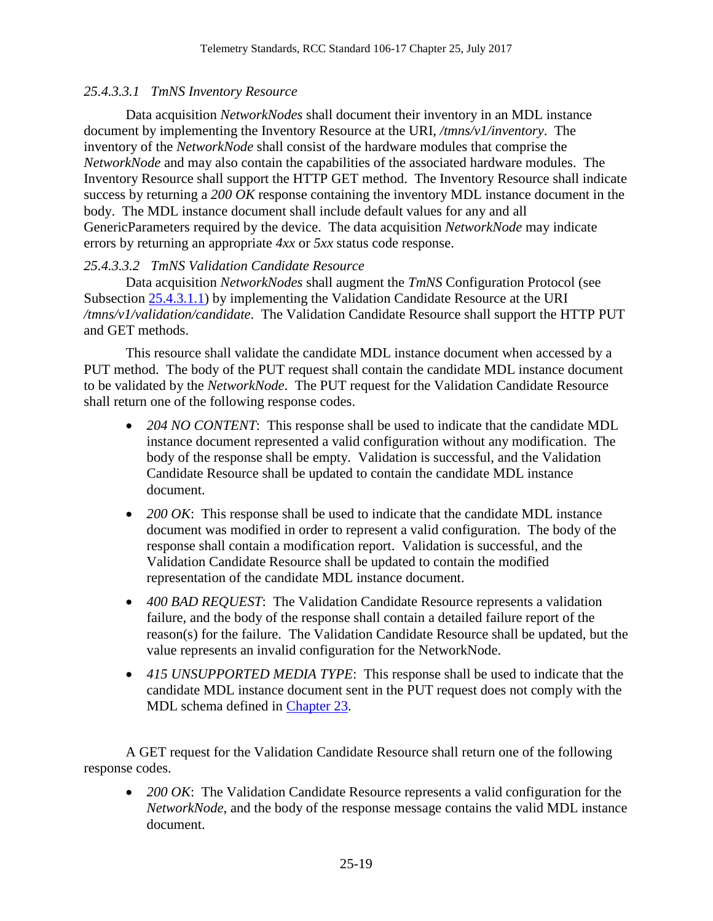#### *25.4.3.3.1 TmNS Inventory Resource*

Data acquisition *NetworkNodes* shall document their inventory in an MDL instance document by implementing the Inventory Resource at the URI, */tmns/v1/inventory*. The inventory of the *NetworkNode* shall consist of the hardware modules that comprise the *NetworkNode* and may also contain the capabilities of the associated hardware modules. The Inventory Resource shall support the HTTP GET method. The Inventory Resource shall indicate success by returning a *200 OK* response containing the inventory MDL instance document in the body. The MDL instance document shall include default values for any and all GenericParameters required by the device. The data acquisition *NetworkNode* may indicate errors by returning an appropriate *4xx* or *5xx* status code response.

#### *25.4.3.3.2 TmNS Validation Candidate Resource*

Data acquisition *NetworkNodes* shall augment the *TmNS* Configuration Protocol (see Subsection 25.4.3.1.1) by implementing the Validation Candidate Resource at the URI */tmns/v1/validation/candidate*. The Validation Candidate Resource shall support the HTTP PUT and GET methods.

This resource shall validate the candidate MDL instance document when accessed by a PUT method. The body of the PUT request shall contain the candidate MDL instance document to be validated by the *NetworkNode*. The PUT request for the Validation Candidate Resource shall return one of the following response codes.

- *204 NO CONTENT*: This response shall be used to indicate that the candidate MDL instance document represented a valid configuration without any modification. The body of the response shall be empty. Validation is successful, and the Validation Candidate Resource shall be updated to contain the candidate MDL instance document.
- *200 OK*: This response shall be used to indicate that the candidate MDL instance document was modified in order to represent a valid configuration. The body of the response shall contain a modification report. Validation is successful, and the Validation Candidate Resource shall be updated to contain the modified representation of the candidate MDL instance document.
- *400 BAD REQUEST*: The Validation Candidate Resource represents a validation failure, and the body of the response shall contain a detailed failure report of the reason(s) for the failure. The Validation Candidate Resource shall be updated, but the value represents an invalid configuration for the NetworkNode.
- *415 UNSUPPORTED MEDIA TYPE*: This response shall be used to indicate that the candidate MDL instance document sent in the PUT request does not comply with the MDL schema defined in Chapter 23.

A GET request for the Validation Candidate Resource shall return one of the following response codes.

- *200 OK*: The Validation Candidate Resource represents a valid configuration for the *NetworkNode*, and the body of the response message contains the valid MDL instance document.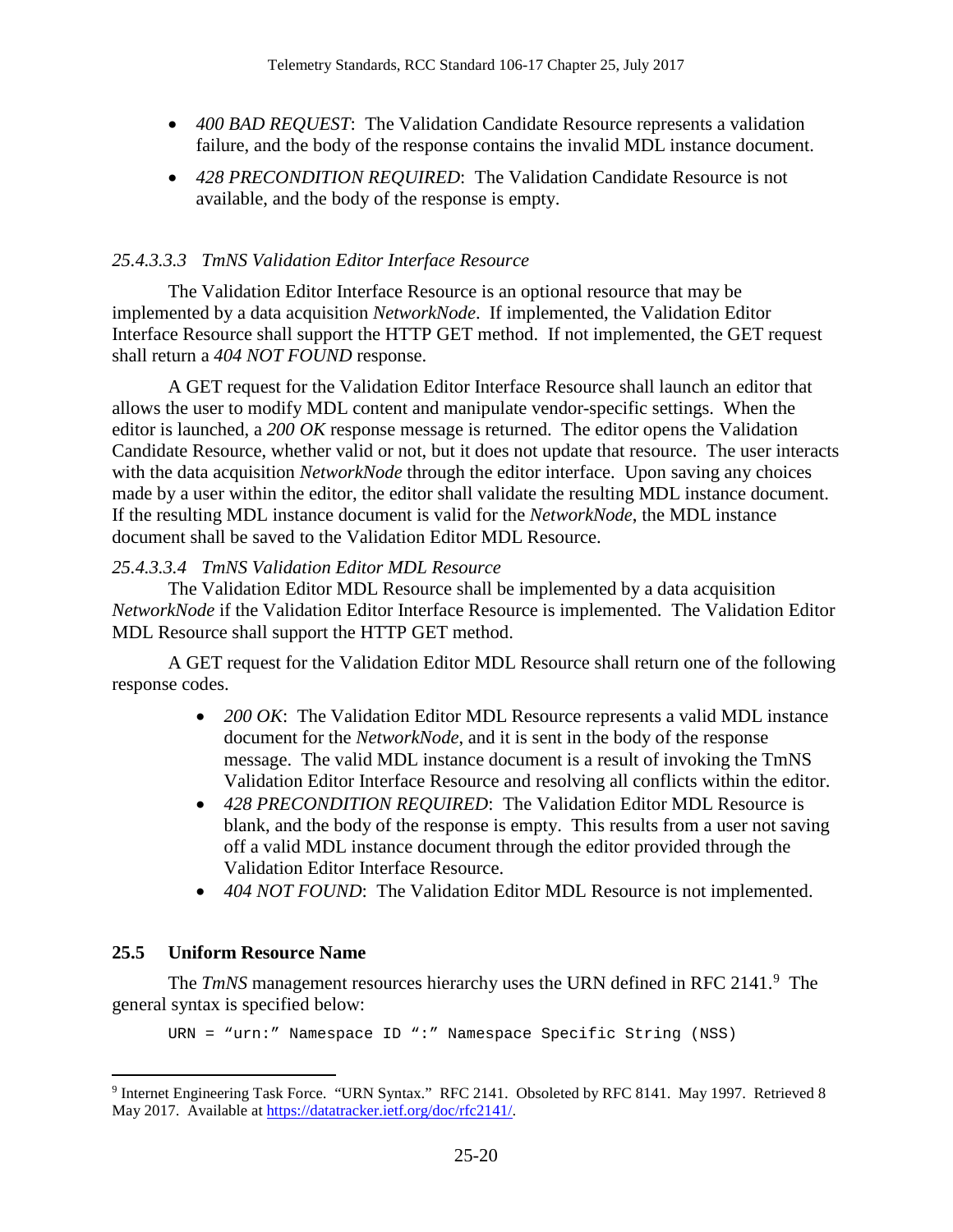- *400 BAD REQUEST*: The Validation Candidate Resource represents a validation failure, and the body of the response contains the invalid MDL instance document.
- *428 PRECONDITION REQUIRED*: The Validation Candidate Resource is not available, and the body of the response is empty.

##### *25.4.3.3.3 TmNS Validation Editor Interface Resource*

The Validation Editor Interface Resource is an optional resource that may be implemented by a data acquisition *NetworkNode*. If implemented, the Validation Editor Interface Resource shall support the HTTP GET method. If not implemented, the GET request shall return a *404 NOT FOUND* response.

A GET request for the Validation Editor Interface Resource shall launch an editor that allows the user to modify MDL content and manipulate vendor-specific settings. When the editor is launched, a *200 OK* response message is returned. The editor opens the Validation Candidate Resource, whether valid or not, but it does not update that resource. The user interacts with the data acquisition *NetworkNode* through the editor interface. Upon saving any choices made by a user within the editor, the editor shall validate the resulting MDL instance document. If the resulting MDL instance document is valid for the *NetworkNode*, the MDL instance document shall be saved to the Validation Editor MDL Resource.

##### *25.4.3.3.4 TmNS Validation Editor MDL Resource*

The Validation Editor MDL Resource shall be implemented by a data acquisition *NetworkNode* if the Validation Editor Interface Resource is implemented. The Validation Editor MDL Resource shall support the HTTP GET method.

A GET request for the Validation Editor MDL Resource shall return one of the following response codes.

- *200 OK*: The Validation Editor MDL Resource represents a valid MDL instance document for the *NetworkNode*, and it is sent in the body of the response message. The valid MDL instance document is a result of invoking the TmNS Validation Editor Interface Resource and resolving all conflicts within the editor.
- *428 PRECONDITION REQUIRED*: The Validation Editor MDL Resource is blank, and the body of the response is empty. This results from a user not saving off a valid MDL instance document through the editor provided through the Validation Editor Interface Resource.
- *404 NOT FOUND*: The Validation Editor MDL Resource is not implemented.

## 25.5 Uniform Resource Name

The *TmNS* management resources hierarchy uses the URN defined in RFC 2141.[9] The general syntax is specified below:

```
URN = “urn:” Namespace ID “:” Namespace Specific String (NSS)
```

[9] Internet Engineering Task Force. “URN Syntax.” RFC 2141. Obsoleted by RFC 8141. May 1997. Retrieved 8 May 2017. Available at https://datatracker.ietf.org/doc/rfc2141/.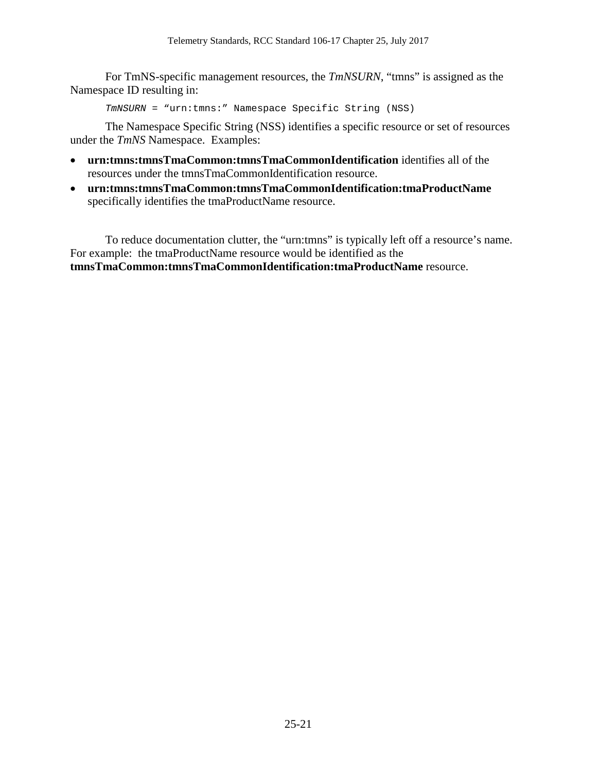For TmNS-specific management resources, the *TmNSURN*, “tmns” is assigned as the Namespace ID resulting in:

```
TmNSURN = “urn:tmns:” Namespace Specific String (NSS)
```

The Namespace Specific String (NSS) identifies a specific resource or set of resources under the *TmNS* Namespace. Examples:

- **urn:tmns:tmnsTmaCommon:tmnsTmaCommonIdentification** identifies all of the resources under the tmnsTmaCommonIdentification resource.
- **urn:tmns:tmnsTmaCommon:tmnsTmaCommonIdentification:tmaProductName** specifically identifies the tmaProductName resource.

To reduce documentation clutter, the “urn:tmns” is typically left off a resource’s name. For example: the tmaProductName resource would be identified as the **tmnsTmaCommon:tmnsTmaCommonIdentification:tmaProductName** resource.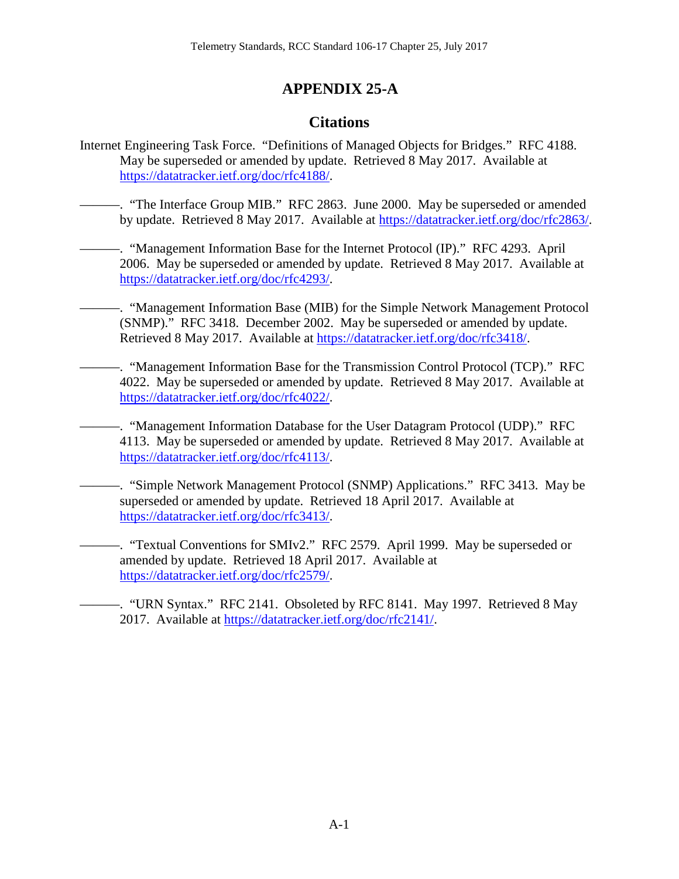# APPENDIX 25-A

## Citations

Internet Engineering Task Force. "Definitions of Managed Objects for Bridges." RFC 4188. May be superseded or amended by update. Retrieved 8 May 2017. Available at https://datatracker.ietf.org/doc/rfc4188/.

———. "The Interface Group MIB." RFC 2863. June 2000. May be superseded or amended by update. Retrieved 8 May 2017. Available at https://datatracker.ietf.org/doc/rfc2863/.

———. "Management Information Base for the Internet Protocol (IP)." RFC 4293. April 2006. May be superseded or amended by update. Retrieved 8 May 2017. Available at https://datatracker.ietf.org/doc/rfc4293/.

———. "Management Information Base (MIB) for the Simple Network Management Protocol (SNMP)." RFC 3418. December 2002. May be superseded or amended by update. Retrieved 8 May 2017. Available at https://datatracker.ietf.org/doc/rfc3418/.

———. "Management Information Base for the Transmission Control Protocol (TCP)." RFC 4022. May be superseded or amended by update. Retrieved 8 May 2017. Available at https://datatracker.ietf.org/doc/rfc4022/.

———. "Management Information Database for the User Datagram Protocol (UDP)." RFC 4113. May be superseded or amended by update. Retrieved 8 May 2017. Available at https://datatracker.ietf.org/doc/rfc4113/.

———. "Simple Network Management Protocol (SNMP) Applications." RFC 3413. May be superseded or amended by update. Retrieved 18 April 2017. Available at https://datatracker.ietf.org/doc/rfc3413/.

———. "Textual Conventions for SMIv2." RFC 2579. April 1999. May be superseded or amended by update. Retrieved 18 April 2017. Available at https://datatracker.ietf.org/doc/rfc2579/.

———. "URN Syntax." RFC 2141. Obsoleted by RFC 8141. May 1997. Retrieved 8 May 2017. Available at https://datatracker.ietf.org/doc/rfc2141/.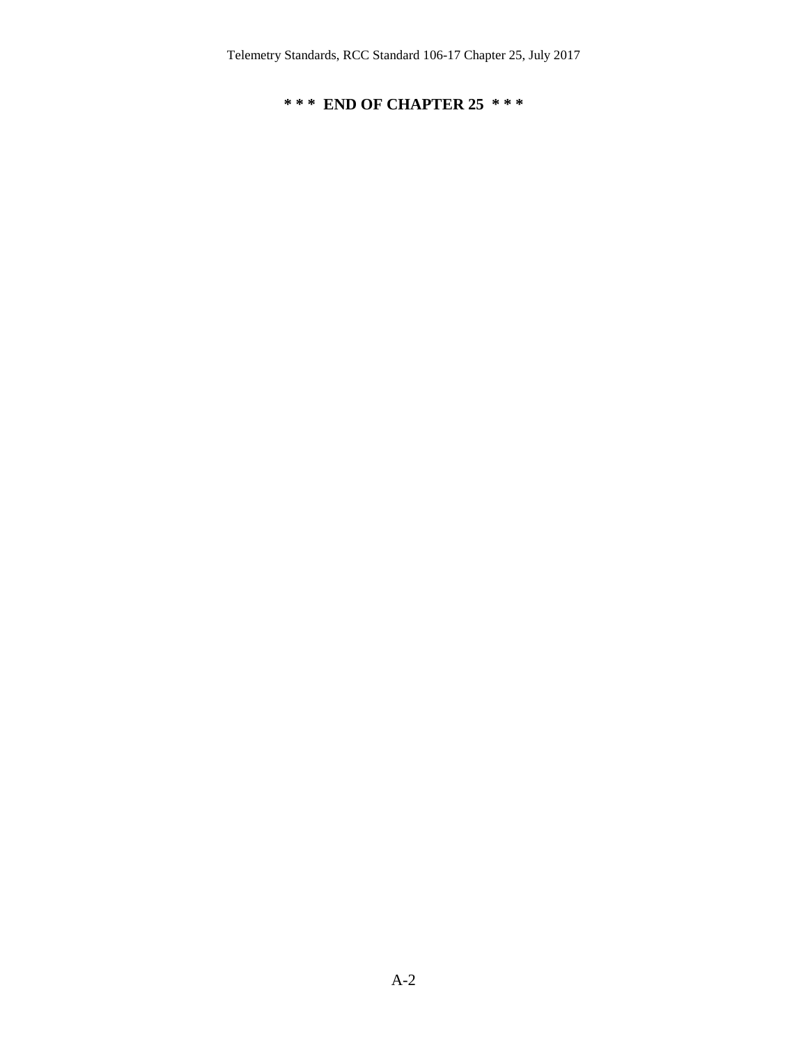**\* \* \*  END OF CHAPTER 25  \* \* \***

*** END OF CHAPTER 25 ***